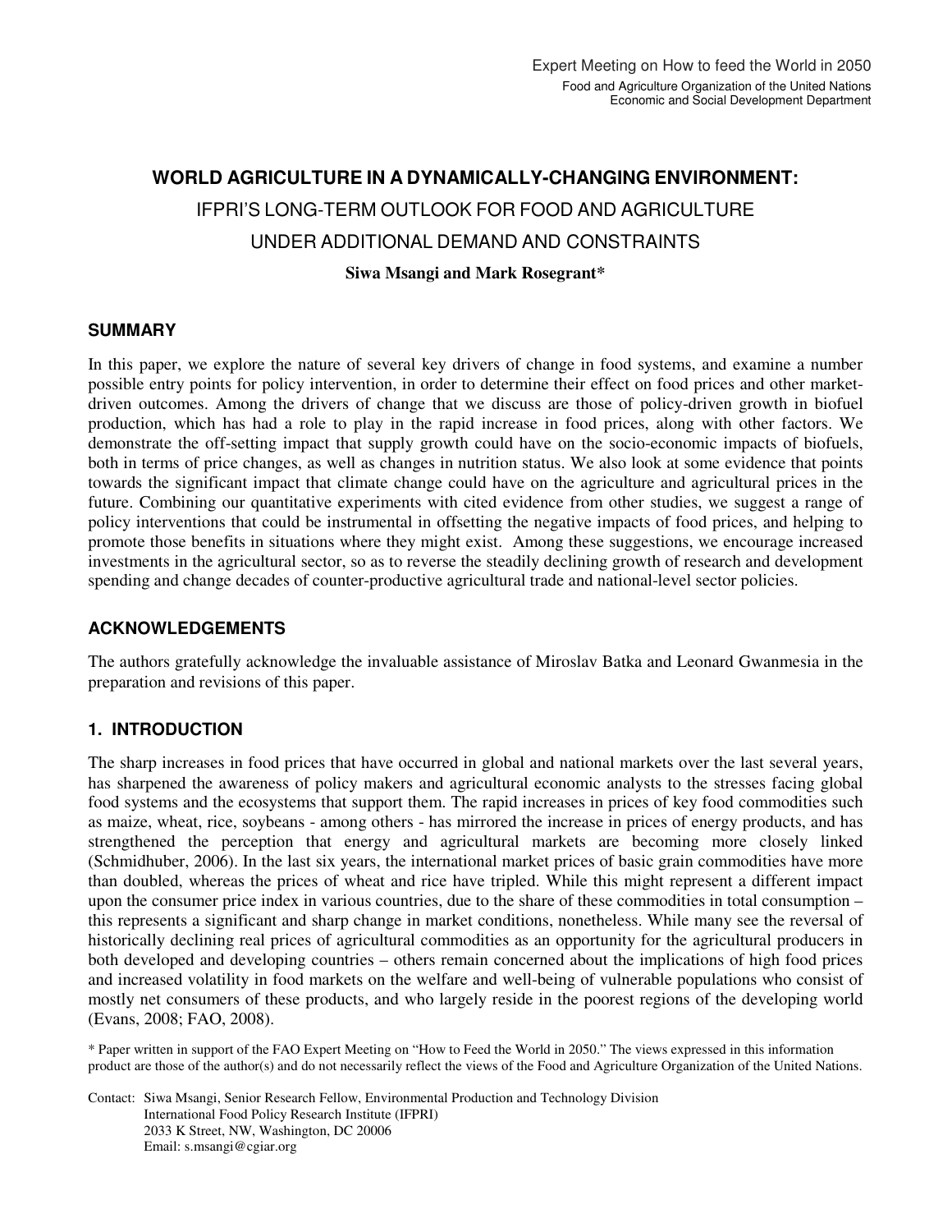Expert Meeting on How to feed the World in 2050

Food and Agriculture Organization of the United Nations
Economic and Social Development Department

# WORLD AGRICULTURE IN A DYNAMICALLY-CHANGING ENVIRONMENT:
# IFPRI'S LONG-TERM OUTLOOK FOR FOOD AND AGRICULTURE UNDER ADDITIONAL DEMAND AND CONSTRAINTS

**Siwa Msangi and Mark Rosegrant***

## SUMMARY

In this paper, we explore the nature of several key drivers of change in food systems, and examine a number possible entry points for policy intervention, in order to determine their effect on food prices and other market-driven outcomes. Among the drivers of change that we discuss are those of policy-driven growth in biofuel production, which has had a role to play in the rapid increase in food prices, along with other factors. We demonstrate the off-setting impact that supply growth could have on the socio-economic impacts of biofuels, both in terms of price changes, as well as changes in nutrition status. We also look at some evidence that points towards the significant impact that climate change could have on the agriculture and agricultural prices in the future. Combining our quantitative experiments with cited evidence from other studies, we suggest a range of policy interventions that could be instrumental in offsetting the negative impacts of food prices, and helping to promote those benefits in situations where they might exist. Among these suggestions, we encourage increased investments in the agricultural sector, so as to reverse the steadily declining growth of research and development spending and change decades of counter-productive agricultural trade and national-level sector policies.

## ACKNOWLEDGEMENTS

The authors gratefully acknowledge the invaluable assistance of Miroslav Batka and Leonard Gwanmesia in the preparation and revisions of this paper.

## 1. INTRODUCTION

The sharp increases in food prices that have occurred in global and national markets over the last several years, has sharpened the awareness of policy makers and agricultural economic analysts to the stresses facing global food systems and the ecosystems that support them. The rapid increases in prices of key food commodities such as maize, wheat, rice, soybeans - among others - has mirrored the increase in prices of energy products, and has strengthened the perception that energy and agricultural markets are becoming more closely linked (Schmidhuber, 2006). In the last six years, the international market prices of basic grain commodities have more than doubled, whereas the prices of wheat and rice have tripled. While this might represent a different impact upon the consumer price index in various countries, due to the share of these commodities in total consumption – this represents a significant and sharp change in market conditions, nonetheless. While many see the reversal of historically declining real prices of agricultural commodities as an opportunity for the agricultural producers in both developed and developing countries – others remain concerned about the implications of high food prices and increased volatility in food markets on the welfare and well-being of vulnerable populations who consist of mostly net consumers of these products, and who largely reside in the poorest regions of the developing world (Evans, 2008; FAO, 2008).

\* Paper written in support of the FAO Expert Meeting on "How to Feed the World in 2050." The views expressed in this information product are those of the author(s) and do not necessarily reflect the views of the Food and Agriculture Organization of the United Nations.

Contact: Siwa Msangi, Senior Research Fellow, Environmental Production and Technology Division
International Food Policy Research Institute (IFPRI)
2033 K Street, NW, Washington, DC 20006
Email: s.msangi@cgiar.org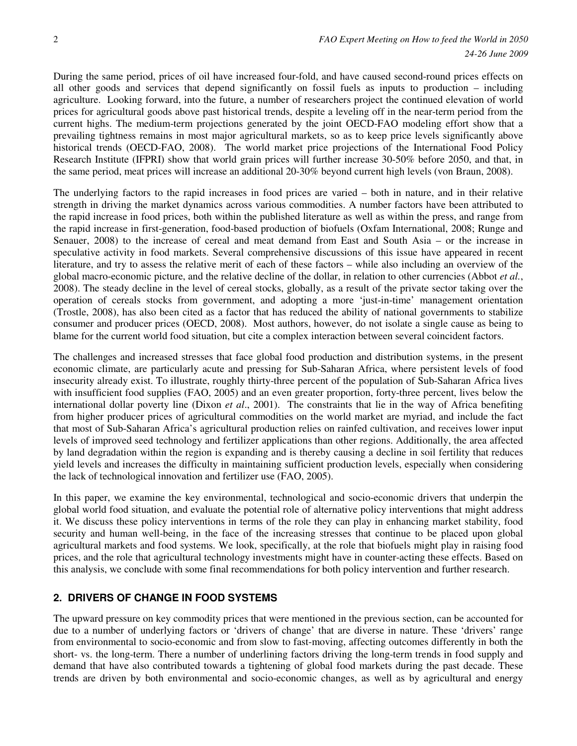During the same period, prices of oil have increased four-fold, and have caused second-round prices effects on all other goods and services that depend significantly on fossil fuels as inputs to production – including agriculture. Looking forward, into the future, a number of researchers project the continued elevation of world prices for agricultural goods above past historical trends, despite a leveling off in the near-term period from the current highs. The medium-term projections generated by the joint OECD-FAO modeling effort show that a prevailing tightness remains in most major agricultural markets, so as to keep price levels significantly above historical trends (OECD-FAO, 2008). The world market price projections of the International Food Policy Research Institute (IFPRI) show that world grain prices will further increase 30-50% before 2050, and that, in the same period, meat prices will increase an additional 20-30% beyond current high levels (von Braun, 2008).

The underlying factors to the rapid increases in food prices are varied – both in nature, and in their relative strength in driving the market dynamics across various commodities. A number factors have been attributed to the rapid increase in food prices, both within the published literature as well as within the press, and range from the rapid increase in first-generation, food-based production of biofuels (Oxfam International, 2008; Runge and Senauer, 2008) to the increase of cereal and meat demand from East and South Asia – or the increase in speculative activity in food markets. Several comprehensive discussions of this issue have appeared in recent literature, and try to assess the relative merit of each of these factors – while also including an overview of the global macro-economic picture, and the relative decline of the dollar, in relation to other currencies (Abbot *et al.*, 2008). The steady decline in the level of cereal stocks, globally, as a result of the private sector taking over the operation of cereals stocks from government, and adopting a more 'just-in-time' management orientation (Trostle, 2008), has also been cited as a factor that has reduced the ability of national governments to stabilize consumer and producer prices (OECD, 2008). Most authors, however, do not isolate a single cause as being to blame for the current world food situation, but cite a complex interaction between several coincident factors.

The challenges and increased stresses that face global food production and distribution systems, in the present economic climate, are particularly acute and pressing for Sub-Saharan Africa, where persistent levels of food insecurity already exist. To illustrate, roughly thirty-three percent of the population of Sub-Saharan Africa lives with insufficient food supplies (FAO, 2005) and an even greater proportion, forty-three percent, lives below the international dollar poverty line (Dixon *et al*., 2001). The constraints that lie in the way of Africa benefiting from higher producer prices of agricultural commodities on the world market are myriad, and include the fact that most of Sub-Saharan Africa's agricultural production relies on rainfed cultivation, and receives lower input levels of improved seed technology and fertilizer applications than other regions. Additionally, the area affected by land degradation within the region is expanding and is thereby causing a decline in soil fertility that reduces yield levels and increases the difficulty in maintaining sufficient production levels, especially when considering the lack of technological innovation and fertilizer use (FAO, 2005).

In this paper, we examine the key environmental, technological and socio-economic drivers that underpin the global world food situation, and evaluate the potential role of alternative policy interventions that might address it. We discuss these policy interventions in terms of the role they can play in enhancing market stability, food security and human well-being, in the face of the increasing stresses that continue to be placed upon global agricultural markets and food systems. We look, specifically, at the role that biofuels might play in raising food prices, and the role that agricultural technology investments might have in counter-acting these effects. Based on this analysis, we conclude with some final recommendations for both policy intervention and further research.

## 2. DRIVERS OF CHANGE IN FOOD SYSTEMS

The upward pressure on key commodity prices that were mentioned in the previous section, can be accounted for due to a number of underlying factors or 'drivers of change' that are diverse in nature. These 'drivers' range from environmental to socio-economic and from slow to fast-moving, affecting outcomes differently in both the short- vs. the long-term. There a number of underlining factors driving the long-term trends in food supply and demand that have also contributed towards a tightening of global food markets during the past decade. These trends are driven by both environmental and socio-economic changes, as well as by agricultural and energy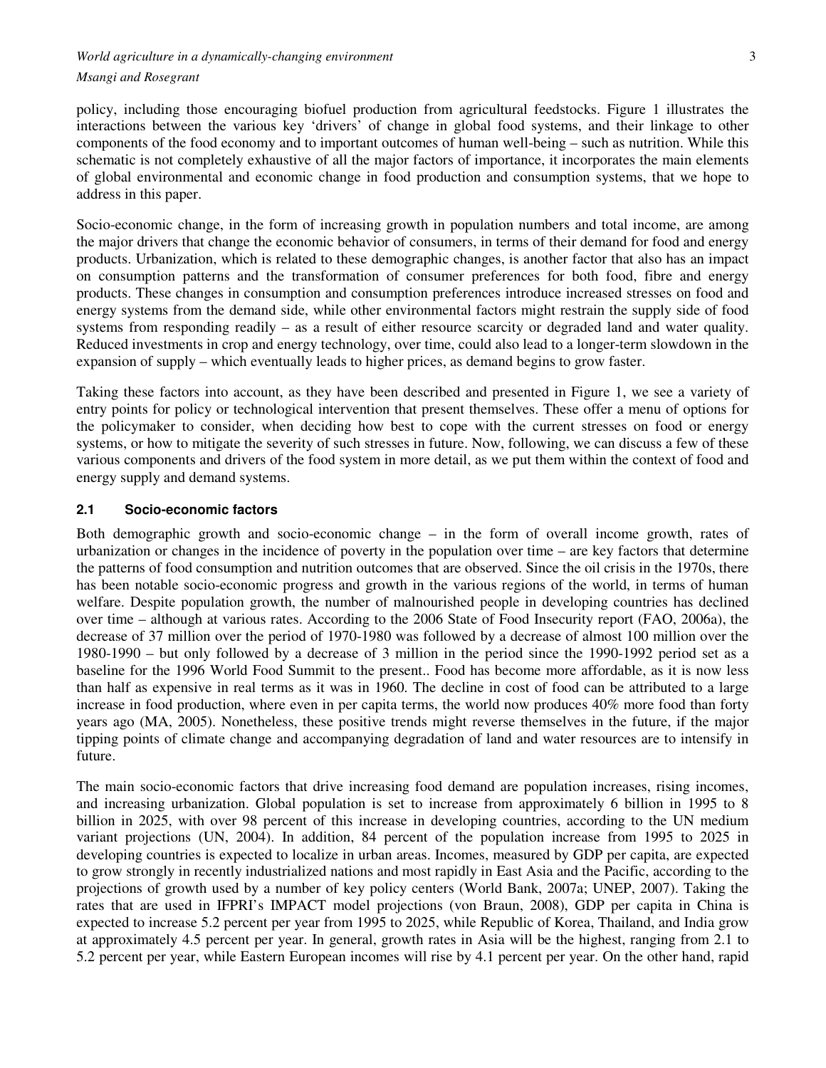policy, including those encouraging biofuel production from agricultural feedstocks. Figure 1 illustrates the interactions between the various key 'drivers' of change in global food systems, and their linkage to other components of the food economy and to important outcomes of human well-being – such as nutrition. While this schematic is not completely exhaustive of all the major factors of importance, it incorporates the main elements of global environmental and economic change in food production and consumption systems, that we hope to address in this paper.

Socio-economic change, in the form of increasing growth in population numbers and total income, are among the major drivers that change the economic behavior of consumers, in terms of their demand for food and energy products. Urbanization, which is related to these demographic changes, is another factor that also has an impact on consumption patterns and the transformation of consumer preferences for both food, fibre and energy products. These changes in consumption and consumption preferences introduce increased stresses on food and energy systems from the demand side, while other environmental factors might restrain the supply side of food systems from responding readily – as a result of either resource scarcity or degraded land and water quality. Reduced investments in crop and energy technology, over time, could also lead to a longer-term slowdown in the expansion of supply – which eventually leads to higher prices, as demand begins to grow faster.

Taking these factors into account, as they have been described and presented in Figure 1, we see a variety of entry points for policy or technological intervention that present themselves. These offer a menu of options for the policymaker to consider, when deciding how best to cope with the current stresses on food or energy systems, or how to mitigate the severity of such stresses in future. Now, following, we can discuss a few of these various components and drivers of the food system in more detail, as we put them within the context of food and energy supply and demand systems.

## 2.1 Socio-economic factors

Both demographic growth and socio-economic change – in the form of overall income growth, rates of urbanization or changes in the incidence of poverty in the population over time – are key factors that determine the patterns of food consumption and nutrition outcomes that are observed. Since the oil crisis in the 1970s, there has been notable socio-economic progress and growth in the various regions of the world, in terms of human welfare. Despite population growth, the number of malnourished people in developing countries has declined over time – although at various rates. According to the 2006 State of Food Insecurity report (FAO, 2006a), the decrease of 37 million over the period of 1970-1980 was followed by a decrease of almost 100 million over the 1980-1990 – but only followed by a decrease of 3 million in the period since the 1990-1992 period set as a baseline for the 1996 World Food Summit to the present.. Food has become more affordable, as it is now less than half as expensive in real terms as it was in 1960. The decline in cost of food can be attributed to a large increase in food production, where even in per capita terms, the world now produces 40% more food than forty years ago (MA, 2005). Nonetheless, these positive trends might reverse themselves in the future, if the major tipping points of climate change and accompanying degradation of land and water resources are to intensify in future.

The main socio-economic factors that drive increasing food demand are population increases, rising incomes, and increasing urbanization. Global population is set to increase from approximately 6 billion in 1995 to 8 billion in 2025, with over 98 percent of this increase in developing countries, according to the UN medium variant projections (UN, 2004). In addition, 84 percent of the population increase from 1995 to 2025 in developing countries is expected to localize in urban areas. Incomes, measured by GDP per capita, are expected to grow strongly in recently industrialized nations and most rapidly in East Asia and the Pacific, according to the projections of growth used by a number of key policy centers (World Bank, 2007a; UNEP, 2007). Taking the rates that are used in IFPRI's IMPACT model projections (von Braun, 2008), GDP per capita in China is expected to increase 5.2 percent per year from 1995 to 2025, while Republic of Korea, Thailand, and India grow at approximately 4.5 percent per year. In general, growth rates in Asia will be the highest, ranging from 2.1 to 5.2 percent per year, while Eastern European incomes will rise by 4.1 percent per year. On the other hand, rapid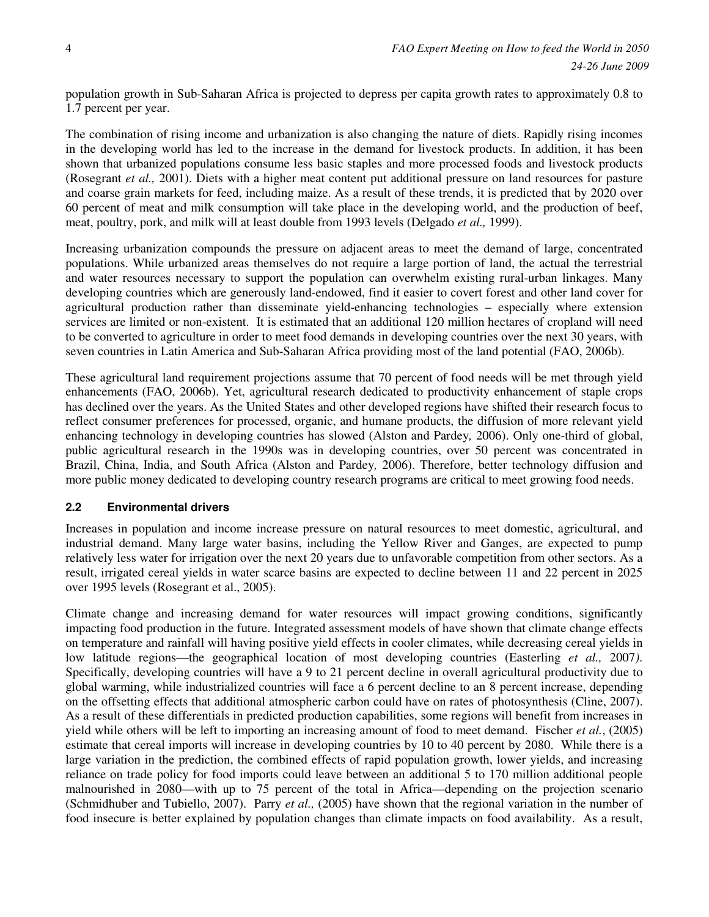population growth in Sub-Saharan Africa is projected to depress per capita growth rates to approximately 0.8 to 1.7 percent per year.

The combination of rising income and urbanization is also changing the nature of diets. Rapidly rising incomes in the developing world has led to the increase in the demand for livestock products. In addition, it has been shown that urbanized populations consume less basic staples and more processed foods and livestock products (Rosegrant *et al.,* 2001). Diets with a higher meat content put additional pressure on land resources for pasture and coarse grain markets for feed, including maize. As a result of these trends, it is predicted that by 2020 over 60 percent of meat and milk consumption will take place in the developing world, and the production of beef, meat, poultry, pork, and milk will at least double from 1993 levels (Delgado *et al.,* 1999).

Increasing urbanization compounds the pressure on adjacent areas to meet the demand of large, concentrated populations. While urbanized areas themselves do not require a large portion of land, the actual the terrestrial and water resources necessary to support the population can overwhelm existing rural-urban linkages. Many developing countries which are generously land-endowed, find it easier to covert forest and other land cover for agricultural production rather than disseminate yield-enhancing technologies – especially where extension services are limited or non-existent. It is estimated that an additional 120 million hectares of cropland will need to be converted to agriculture in order to meet food demands in developing countries over the next 30 years, with seven countries in Latin America and Sub-Saharan Africa providing most of the land potential (FAO, 2006b).

These agricultural land requirement projections assume that 70 percent of food needs will be met through yield enhancements (FAO, 2006b). Yet, agricultural research dedicated to productivity enhancement of staple crops has declined over the years. As the United States and other developed regions have shifted their research focus to reflect consumer preferences for processed, organic, and humane products, the diffusion of more relevant yield enhancing technology in developing countries has slowed (Alston and Pardey*,* 2006). Only one-third of global, public agricultural research in the 1990s was in developing countries, over 50 percent was concentrated in Brazil, China, India, and South Africa (Alston and Pardey*,* 2006). Therefore, better technology diffusion and more public money dedicated to developing country research programs are critical to meet growing food needs.

### 2.2 Environmental drivers

Increases in population and income increase pressure on natural resources to meet domestic, agricultural, and industrial demand. Many large water basins, including the Yellow River and Ganges, are expected to pump relatively less water for irrigation over the next 20 years due to unfavorable competition from other sectors. As a result, irrigated cereal yields in water scarce basins are expected to decline between 11 and 22 percent in 2025 over 1995 levels (Rosegrant et al., 2005).

Climate change and increasing demand for water resources will impact growing conditions, significantly impacting food production in the future. Integrated assessment models of have shown that climate change effects on temperature and rainfall will having positive yield effects in cooler climates, while decreasing cereal yields in low latitude regions—the geographical location of most developing countries (Easterling *et al.,* 2007*).* Specifically, developing countries will have a 9 to 21 percent decline in overall agricultural productivity due to global warming, while industrialized countries will face a 6 percent decline to an 8 percent increase, depending on the offsetting effects that additional atmospheric carbon could have on rates of photosynthesis (Cline, 2007). As a result of these differentials in predicted production capabilities, some regions will benefit from increases in yield while others will be left to importing an increasing amount of food to meet demand. Fischer *et al.*, (2005) estimate that cereal imports will increase in developing countries by 10 to 40 percent by 2080. While there is a large variation in the prediction, the combined effects of rapid population growth, lower yields, and increasing reliance on trade policy for food imports could leave between an additional 5 to 170 million additional people malnourished in 2080—with up to 75 percent of the total in Africa—depending on the projection scenario (Schmidhuber and Tubiello, 2007). Parry *et al.,* (2005) have shown that the regional variation in the number of food insecure is better explained by population changes than climate impacts on food availability. As a result,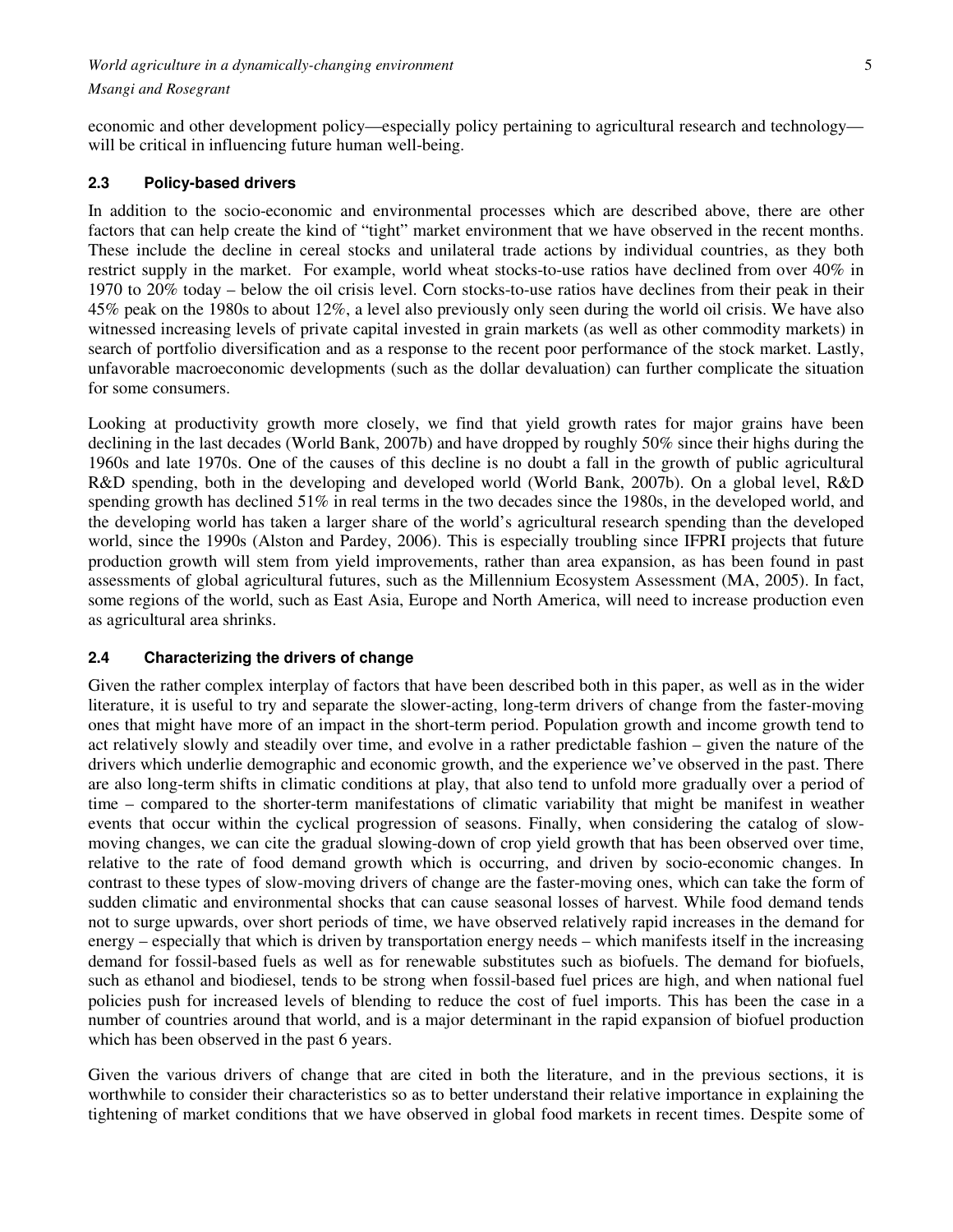economic and other development policy—especially policy pertaining to agricultural research and technology—will be critical in influencing future human well-being.

### 2.3 Policy-based drivers

In addition to the socio-economic and environmental processes which are described above, there are other factors that can help create the kind of "tight" market environment that we have observed in the recent months. These include the decline in cereal stocks and unilateral trade actions by individual countries, as they both restrict supply in the market. For example, world wheat stocks-to-use ratios have declined from over 40% in 1970 to 20% today – below the oil crisis level. Corn stocks-to-use ratios have declines from their peak in their 45% peak on the 1980s to about 12%, a level also previously only seen during the world oil crisis. We have also witnessed increasing levels of private capital invested in grain markets (as well as other commodity markets) in search of portfolio diversification and as a response to the recent poor performance of the stock market. Lastly, unfavorable macroeconomic developments (such as the dollar devaluation) can further complicate the situation for some consumers.

Looking at productivity growth more closely, we find that yield growth rates for major grains have been declining in the last decades (World Bank, 2007b) and have dropped by roughly 50% since their highs during the 1960s and late 1970s. One of the causes of this decline is no doubt a fall in the growth of public agricultural R&D spending, both in the developing and developed world (World Bank, 2007b). On a global level, R&D spending growth has declined 51% in real terms in the two decades since the 1980s, in the developed world, and the developing world has taken a larger share of the world's agricultural research spending than the developed world, since the 1990s (Alston and Pardey, 2006). This is especially troubling since IFPRI projects that future production growth will stem from yield improvements, rather than area expansion, as has been found in past assessments of global agricultural futures, such as the Millennium Ecosystem Assessment (MA, 2005). In fact, some regions of the world, such as East Asia, Europe and North America, will need to increase production even as agricultural area shrinks.

### 2.4 Characterizing the drivers of change

Given the rather complex interplay of factors that have been described both in this paper, as well as in the wider literature, it is useful to try and separate the slower-acting, long-term drivers of change from the faster-moving ones that might have more of an impact in the short-term period. Population growth and income growth tend to act relatively slowly and steadily over time, and evolve in a rather predictable fashion – given the nature of the drivers which underlie demographic and economic growth, and the experience we've observed in the past. There are also long-term shifts in climatic conditions at play, that also tend to unfold more gradually over a period of time – compared to the shorter-term manifestations of climatic variability that might be manifest in weather events that occur within the cyclical progression of seasons. Finally, when considering the catalog of slow-moving changes, we can cite the gradual slowing-down of crop yield growth that has been observed over time, relative to the rate of food demand growth which is occurring, and driven by socio-economic changes. In contrast to these types of slow-moving drivers of change are the faster-moving ones, which can take the form of sudden climatic and environmental shocks that can cause seasonal losses of harvest. While food demand tends not to surge upwards, over short periods of time, we have observed relatively rapid increases in the demand for energy – especially that which is driven by transportation energy needs – which manifests itself in the increasing demand for fossil-based fuels as well as for renewable substitutes such as biofuels. The demand for biofuels, such as ethanol and biodiesel, tends to be strong when fossil-based fuel prices are high, and when national fuel policies push for increased levels of blending to reduce the cost of fuel imports. This has been the case in a number of countries around that world, and is a major determinant in the rapid expansion of biofuel production which has been observed in the past 6 years.

Given the various drivers of change that are cited in both the literature, and in the previous sections, it is worthwhile to consider their characteristics so as to better understand their relative importance in explaining the tightening of market conditions that we have observed in global food markets in recent times. Despite some of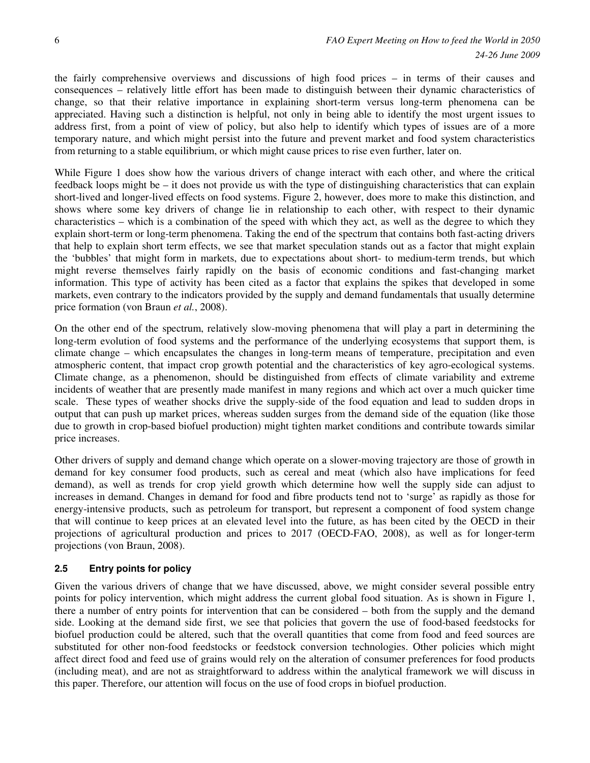the fairly comprehensive overviews and discussions of high food prices – in terms of their causes and consequences – relatively little effort has been made to distinguish between their dynamic characteristics of change, so that their relative importance in explaining short-term versus long-term phenomena can be appreciated. Having such a distinction is helpful, not only in being able to identify the most urgent issues to address first, from a point of view of policy, but also help to identify which types of issues are of a more temporary nature, and which might persist into the future and prevent market and food system characteristics from returning to a stable equilibrium, or which might cause prices to rise even further, later on.

While Figure 1 does show how the various drivers of change interact with each other, and where the critical feedback loops might be – it does not provide us with the type of distinguishing characteristics that can explain short-lived and longer-lived effects on food systems. Figure 2, however, does more to make this distinction, and shows where some key drivers of change lie in relationship to each other, with respect to their dynamic characteristics – which is a combination of the speed with which they act, as well as the degree to which they explain short-term or long-term phenomena. Taking the end of the spectrum that contains both fast-acting drivers that help to explain short term effects, we see that market speculation stands out as a factor that might explain the 'bubbles' that might form in markets, due to expectations about short- to medium-term trends, but which might reverse themselves fairly rapidly on the basis of economic conditions and fast-changing market information. This type of activity has been cited as a factor that explains the spikes that developed in some markets, even contrary to the indicators provided by the supply and demand fundamentals that usually determine price formation (von Braun *et al.*, 2008).

On the other end of the spectrum, relatively slow-moving phenomena that will play a part in determining the long-term evolution of food systems and the performance of the underlying ecosystems that support them, is climate change – which encapsulates the changes in long-term means of temperature, precipitation and even atmospheric content, that impact crop growth potential and the characteristics of key agro-ecological systems. Climate change, as a phenomenon, should be distinguished from effects of climate variability and extreme incidents of weather that are presently made manifest in many regions and which act over a much quicker time scale. These types of weather shocks drive the supply-side of the food equation and lead to sudden drops in output that can push up market prices, whereas sudden surges from the demand side of the equation (like those due to growth in crop-based biofuel production) might tighten market conditions and contribute towards similar price increases.

Other drivers of supply and demand change which operate on a slower-moving trajectory are those of growth in demand for key consumer food products, such as cereal and meat (which also have implications for feed demand), as well as trends for crop yield growth which determine how well the supply side can adjust to increases in demand. Changes in demand for food and fibre products tend not to 'surge' as rapidly as those for energy-intensive products, such as petroleum for transport, but represent a component of food system change that will continue to keep prices at an elevated level into the future, as has been cited by the OECD in their projections of agricultural production and prices to 2017 (OECD-FAO, 2008), as well as for longer-term projections (von Braun, 2008).

### 2.5 Entry points for policy

Given the various drivers of change that we have discussed, above, we might consider several possible entry points for policy intervention, which might address the current global food situation. As is shown in Figure 1, there a number of entry points for intervention that can be considered – both from the supply and the demand side. Looking at the demand side first, we see that policies that govern the use of food-based feedstocks for biofuel production could be altered, such that the overall quantities that come from food and feed sources are substituted for other non-food feedstocks or feedstock conversion technologies. Other policies which might affect direct food and feed use of grains would rely on the alteration of consumer preferences for food products (including meat), and are not as straightforward to address within the analytical framework we will discuss in this paper. Therefore, our attention will focus on the use of food crops in biofuel production.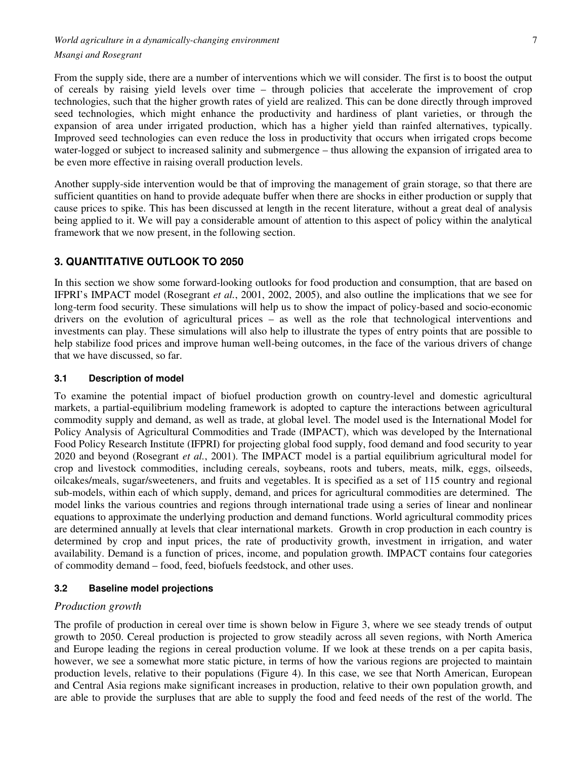From the supply side, there are a number of interventions which we will consider. The first is to boost the output of cereals by raising yield levels over time – through policies that accelerate the improvement of crop technologies, such that the higher growth rates of yield are realized. This can be done directly through improved seed technologies, which might enhance the productivity and hardiness of plant varieties, or through the expansion of area under irrigated production, which has a higher yield than rainfed alternatives, typically. Improved seed technologies can even reduce the loss in productivity that occurs when irrigated crops become water-logged or subject to increased salinity and submergence – thus allowing the expansion of irrigated area to be even more effective in raising overall production levels.

Another supply-side intervention would be that of improving the management of grain storage, so that there are sufficient quantities on hand to provide adequate buffer when there are shocks in either production or supply that cause prices to spike. This has been discussed at length in the recent literature, without a great deal of analysis being applied to it. We will pay a considerable amount of attention to this aspect of policy within the analytical framework that we now present, in the following section.

## 3. QUANTITATIVE OUTLOOK TO 2050

In this section we show some forward-looking outlooks for food production and consumption, that are based on IFPRI's IMPACT model (Rosegrant *et al.*, 2001, 2002, 2005), and also outline the implications that we see for long-term food security. These simulations will help us to show the impact of policy-based and socio-economic drivers on the evolution of agricultural prices – as well as the role that technological interventions and investments can play. These simulations will also help to illustrate the types of entry points that are possible to help stabilize food prices and improve human well-being outcomes, in the face of the various drivers of change that we have discussed, so far.

### 3.1 Description of model

To examine the potential impact of biofuel production growth on country-level and domestic agricultural markets, a partial-equilibrium modeling framework is adopted to capture the interactions between agricultural commodity supply and demand, as well as trade, at global level. The model used is the International Model for Policy Analysis of Agricultural Commodities and Trade (IMPACT), which was developed by the International Food Policy Research Institute (IFPRI) for projecting global food supply, food demand and food security to year 2020 and beyond (Rosegrant *et al.*, 2001). The IMPACT model is a partial equilibrium agricultural model for crop and livestock commodities, including cereals, soybeans, roots and tubers, meats, milk, eggs, oilseeds, oilcakes/meals, sugar/sweeteners, and fruits and vegetables. It is specified as a set of 115 country and regional sub-models, within each of which supply, demand, and prices for agricultural commodities are determined. The model links the various countries and regions through international trade using a series of linear and nonlinear equations to approximate the underlying production and demand functions. World agricultural commodity prices are determined annually at levels that clear international markets. Growth in crop production in each country is determined by crop and input prices, the rate of productivity growth, investment in irrigation, and water availability. Demand is a function of prices, income, and population growth. IMPACT contains four categories of commodity demand – food, feed, biofuels feedstock, and other uses.

### 3.2 Baseline model projections

#### *Production growth*

The profile of production in cereal over time is shown below in Figure 3, where we see steady trends of output growth to 2050. Cereal production is projected to grow steadily across all seven regions, with North America and Europe leading the regions in cereal production volume. If we look at these trends on a per capita basis, however, we see a somewhat more static picture, in terms of how the various regions are projected to maintain production levels, relative to their populations (Figure 4). In this case, we see that North American, European and Central Asia regions make significant increases in production, relative to their own population growth, and are able to provide the surpluses that are able to supply the food and feed needs of the rest of the world. The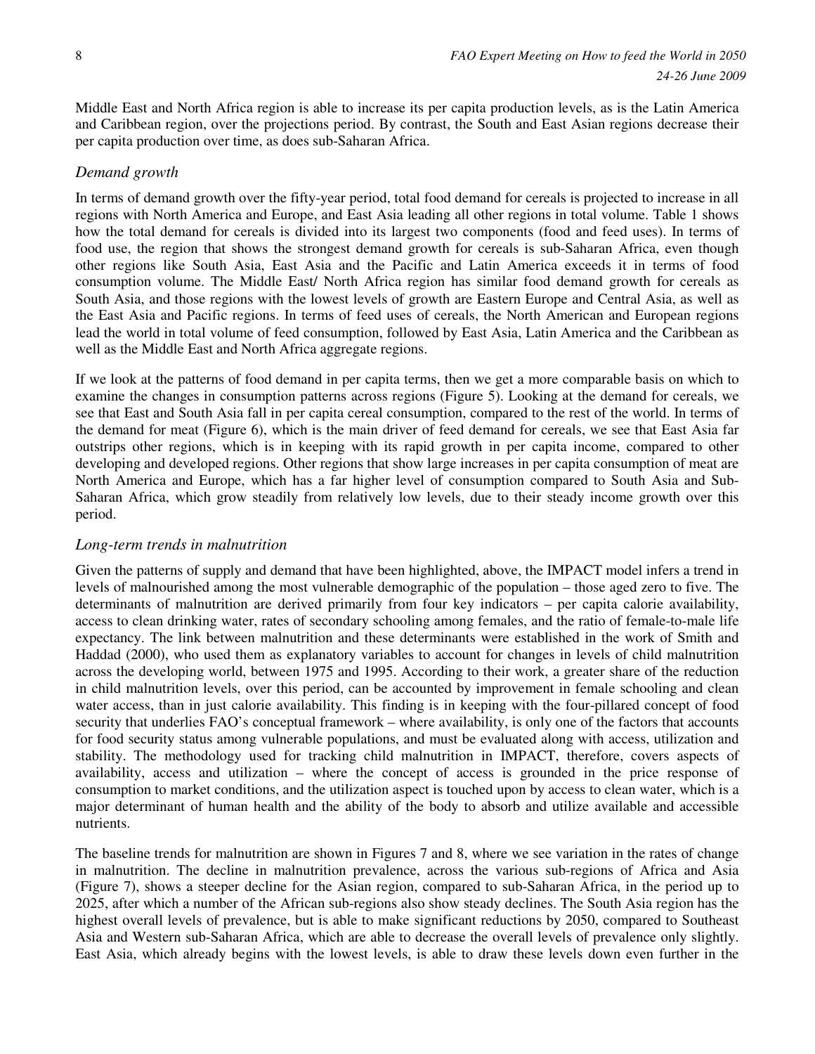Middle East and North Africa region is able to increase its per capita production levels, as is the Latin America and Caribbean region, over the projections period. By contrast, the South and East Asian regions decrease their per capita production over time, as does sub-Saharan Africa.

### *Demand growth*

In terms of demand growth over the fifty-year period, total food demand for cereals is projected to increase in all regions with North America and Europe, and East Asia leading all other regions in total volume. Table 1 shows how the total demand for cereals is divided into its largest two components (food and feed uses). In terms of food use, the region that shows the strongest demand growth for cereals is sub-Saharan Africa, even though other regions like South Asia, East Asia and the Pacific and Latin America exceeds it in terms of food consumption volume. The Middle East/ North Africa region has similar food demand growth for cereals as South Asia, and those regions with the lowest levels of growth are Eastern Europe and Central Asia, as well as the East Asia and Pacific regions. In terms of feed uses of cereals, the North American and European regions lead the world in total volume of feed consumption, followed by East Asia, Latin America and the Caribbean as well as the Middle East and North Africa aggregate regions.

If we look at the patterns of food demand in per capita terms, then we get a more comparable basis on which to examine the changes in consumption patterns across regions (Figure 5). Looking at the demand for cereals, we see that East and South Asia fall in per capita cereal consumption, compared to the rest of the world. In terms of the demand for meat (Figure 6), which is the main driver of feed demand for cereals, we see that East Asia far outstrips other regions, which is in keeping with its rapid growth in per capita income, compared to other developing and developed regions. Other regions that show large increases in per capita consumption of meat are North America and Europe, which has a far higher level of consumption compared to South Asia and Sub-Saharan Africa, which grow steadily from relatively low levels, due to their steady income growth over this period.

### *Long-term trends in malnutrition*

Given the patterns of supply and demand that have been highlighted, above, the IMPACT model infers a trend in levels of malnourished among the most vulnerable demographic of the population – those aged zero to five. The determinants of malnutrition are derived primarily from four key indicators – per capita calorie availability, access to clean drinking water, rates of secondary schooling among females, and the ratio of female-to-male life expectancy. The link between malnutrition and these determinants were established in the work of Smith and Haddad (2000), who used them as explanatory variables to account for changes in levels of child malnutrition across the developing world, between 1975 and 1995. According to their work, a greater share of the reduction in child malnutrition levels, over this period, can be accounted by improvement in female schooling and clean water access, than in just calorie availability. This finding is in keeping with the four-pillared concept of food security that underlies FAO's conceptual framework – where availability, is only one of the factors that accounts for food security status among vulnerable populations, and must be evaluated along with access, utilization and stability. The methodology used for tracking child malnutrition in IMPACT, therefore, covers aspects of availability, access and utilization – where the concept of access is grounded in the price response of consumption to market conditions, and the utilization aspect is touched upon by access to clean water, which is a major determinant of human health and the ability of the body to absorb and utilize available and accessible nutrients.

The baseline trends for malnutrition are shown in Figures 7 and 8, where we see variation in the rates of change in malnutrition. The decline in malnutrition prevalence, across the various sub-regions of Africa and Asia (Figure 7), shows a steeper decline for the Asian region, compared to sub-Saharan Africa, in the period up to 2025, after which a number of the African sub-regions also show steady declines. The South Asia region has the highest overall levels of prevalence, but is able to make significant reductions by 2050, compared to Southeast Asia and Western sub-Saharan Africa, which are able to decrease the overall levels of prevalence only slightly. East Asia, which already begins with the lowest levels, is able to draw these levels down even further in the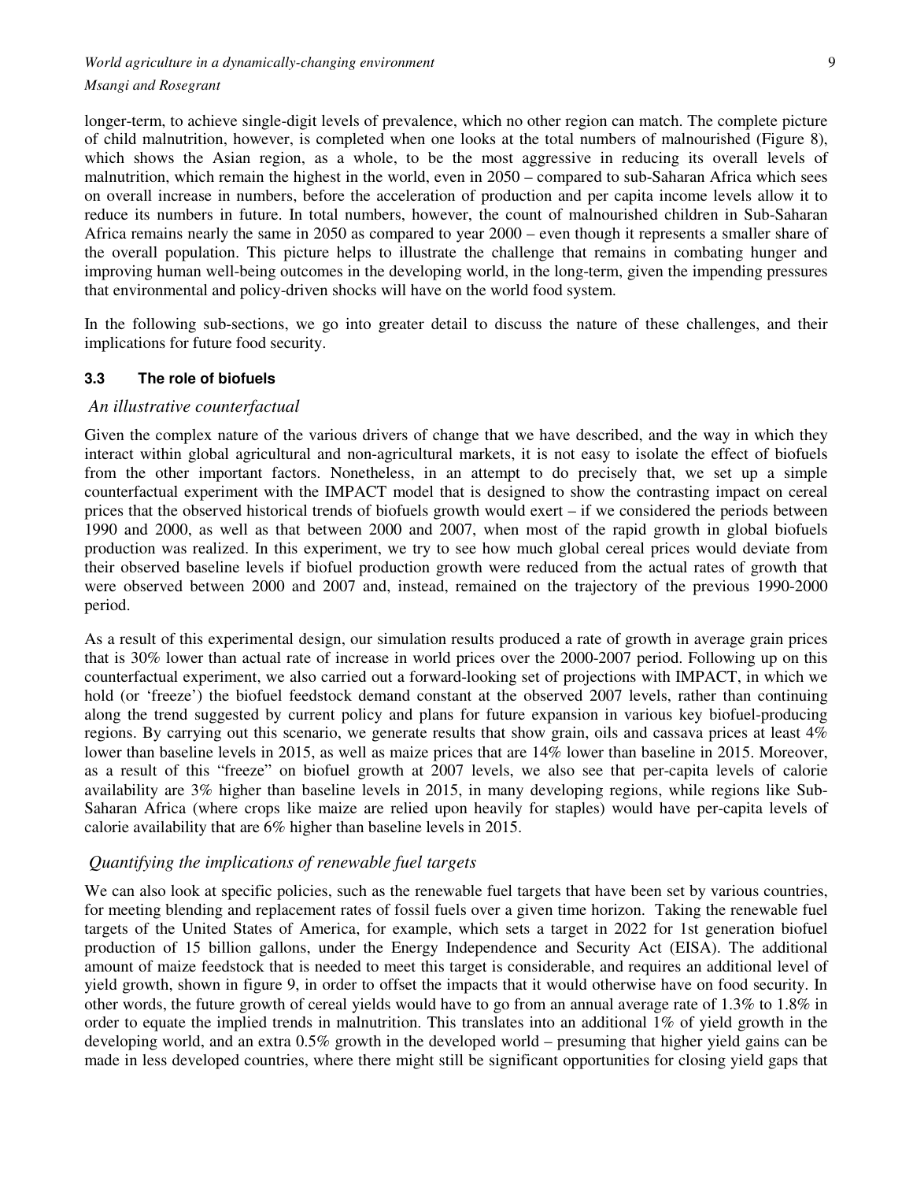longer-term, to achieve single-digit levels of prevalence, which no other region can match. The complete picture of child malnutrition, however, is completed when one looks at the total numbers of malnourished (Figure 8), which shows the Asian region, as a whole, to be the most aggressive in reducing its overall levels of malnutrition, which remain the highest in the world, even in 2050 – compared to sub-Saharan Africa which sees on overall increase in numbers, before the acceleration of production and per capita income levels allow it to reduce its numbers in future. In total numbers, however, the count of malnourished children in Sub-Saharan Africa remains nearly the same in 2050 as compared to year 2000 – even though it represents a smaller share of the overall population. This picture helps to illustrate the challenge that remains in combating hunger and improving human well-being outcomes in the developing world, in the long-term, given the impending pressures that environmental and policy-driven shocks will have on the world food system.

In the following sub-sections, we go into greater detail to discuss the nature of these challenges, and their implications for future food security.

### 3.3 The role of biofuels

*An illustrative counterfactual*

Given the complex nature of the various drivers of change that we have described, and the way in which they interact within global agricultural and non-agricultural markets, it is not easy to isolate the effect of biofuels from the other important factors. Nonetheless, in an attempt to do precisely that, we set up a simple counterfactual experiment with the IMPACT model that is designed to show the contrasting impact on cereal prices that the observed historical trends of biofuels growth would exert – if we considered the periods between 1990 and 2000, as well as that between 2000 and 2007, when most of the rapid growth in global biofuels production was realized. In this experiment, we try to see how much global cereal prices would deviate from their observed baseline levels if biofuel production growth were reduced from the actual rates of growth that were observed between 2000 and 2007 and, instead, remained on the trajectory of the previous 1990-2000 period.

As a result of this experimental design, our simulation results produced a rate of growth in average grain prices that is 30% lower than actual rate of increase in world prices over the 2000-2007 period. Following up on this counterfactual experiment, we also carried out a forward-looking set of projections with IMPACT, in which we hold (or 'freeze') the biofuel feedstock demand constant at the observed 2007 levels, rather than continuing along the trend suggested by current policy and plans for future expansion in various key biofuel-producing regions. By carrying out this scenario, we generate results that show grain, oils and cassava prices at least 4% lower than baseline levels in 2015, as well as maize prices that are 14% lower than baseline in 2015. Moreover, as a result of this "freeze" on biofuel growth at 2007 levels, we also see that per-capita levels of calorie availability are 3% higher than baseline levels in 2015, in many developing regions, while regions like Sub-Saharan Africa (where crops like maize are relied upon heavily for staples) would have per-capita levels of calorie availability that are 6% higher than baseline levels in 2015.

*Quantifying the implications of renewable fuel targets*

We can also look at specific policies, such as the renewable fuel targets that have been set by various countries, for meeting blending and replacement rates of fossil fuels over a given time horizon. Taking the renewable fuel targets of the United States of America, for example, which sets a target in 2022 for 1st generation biofuel production of 15 billion gallons, under the Energy Independence and Security Act (EISA). The additional amount of maize feedstock that is needed to meet this target is considerable, and requires an additional level of yield growth, shown in figure 9, in order to offset the impacts that it would otherwise have on food security. In other words, the future growth of cereal yields would have to go from an annual average rate of 1.3% to 1.8% in order to equate the implied trends in malnutrition. This translates into an additional 1% of yield growth in the developing world, and an extra 0.5% growth in the developed world – presuming that higher yield gains can be made in less developed countries, where there might still be significant opportunities for closing yield gaps that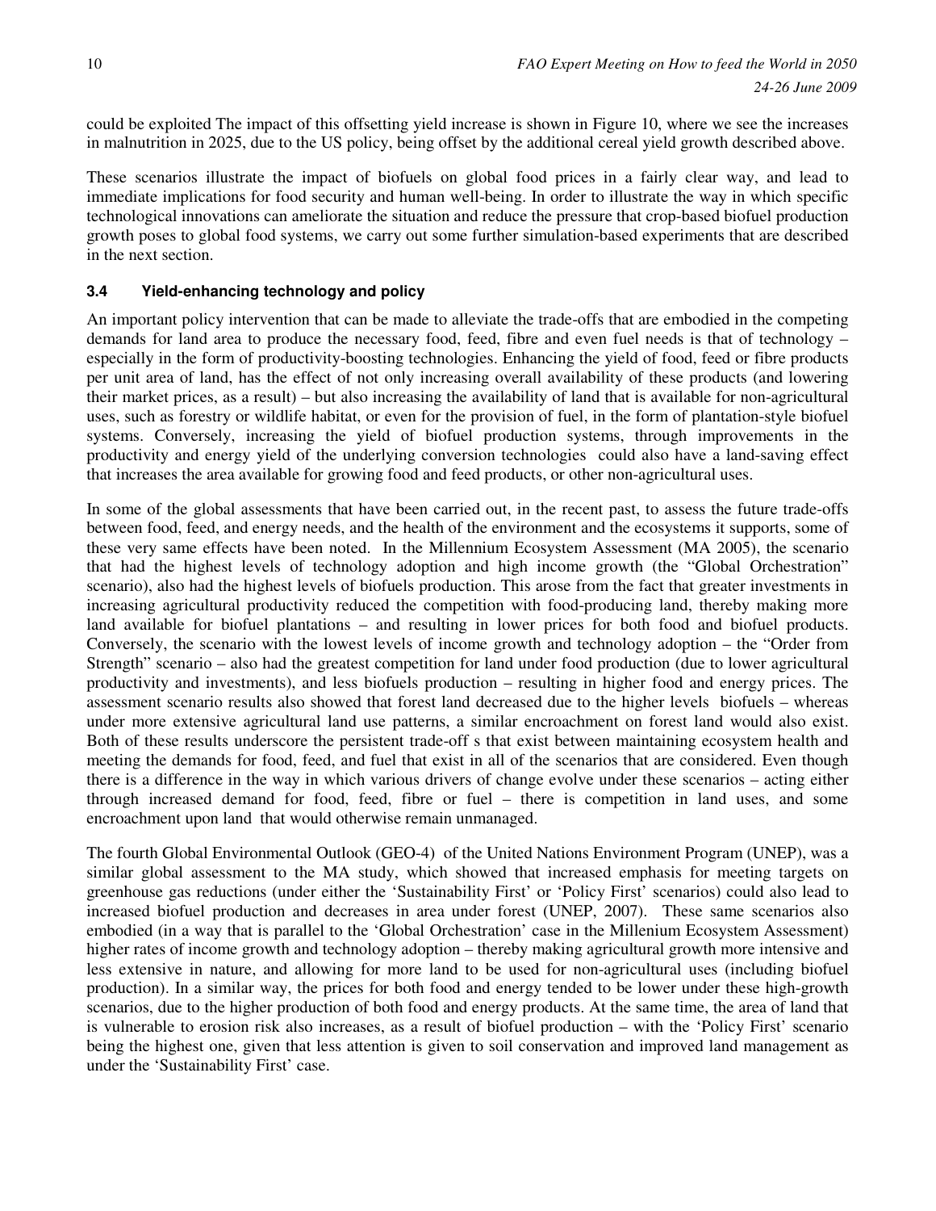could be exploited The impact of this offsetting yield increase is shown in Figure 10, where we see the increases in malnutrition in 2025, due to the US policy, being offset by the additional cereal yield growth described above.

These scenarios illustrate the impact of biofuels on global food prices in a fairly clear way, and lead to immediate implications for food security and human well-being. In order to illustrate the way in which specific technological innovations can ameliorate the situation and reduce the pressure that crop-based biofuel production growth poses to global food systems, we carry out some further simulation-based experiments that are described in the next section.

### 3.4 Yield-enhancing technology and policy

An important policy intervention that can be made to alleviate the trade-offs that are embodied in the competing demands for land area to produce the necessary food, feed, fibre and even fuel needs is that of technology – especially in the form of productivity-boosting technologies. Enhancing the yield of food, feed or fibre products per unit area of land, has the effect of not only increasing overall availability of these products (and lowering their market prices, as a result) – but also increasing the availability of land that is available for non-agricultural uses, such as forestry or wildlife habitat, or even for the provision of fuel, in the form of plantation-style biofuel systems. Conversely, increasing the yield of biofuel production systems, through improvements in the productivity and energy yield of the underlying conversion technologies could also have a land-saving effect that increases the area available for growing food and feed products, or other non-agricultural uses.

In some of the global assessments that have been carried out, in the recent past, to assess the future trade-offs between food, feed, and energy needs, and the health of the environment and the ecosystems it supports, some of these very same effects have been noted. In the Millennium Ecosystem Assessment (MA 2005), the scenario that had the highest levels of technology adoption and high income growth (the "Global Orchestration" scenario), also had the highest levels of biofuels production. This arose from the fact that greater investments in increasing agricultural productivity reduced the competition with food-producing land, thereby making more land available for biofuel plantations – and resulting in lower prices for both food and biofuel products. Conversely, the scenario with the lowest levels of income growth and technology adoption – the "Order from Strength" scenario – also had the greatest competition for land under food production (due to lower agricultural productivity and investments), and less biofuels production – resulting in higher food and energy prices. The assessment scenario results also showed that forest land decreased due to the higher levels biofuels – whereas under more extensive agricultural land use patterns, a similar encroachment on forest land would also exist. Both of these results underscore the persistent trade-off s that exist between maintaining ecosystem health and meeting the demands for food, feed, and fuel that exist in all of the scenarios that are considered. Even though there is a difference in the way in which various drivers of change evolve under these scenarios – acting either through increased demand for food, feed, fibre or fuel – there is competition in land uses, and some encroachment upon land that would otherwise remain unmanaged.

The fourth Global Environmental Outlook (GEO-4) of the United Nations Environment Program (UNEP), was a similar global assessment to the MA study, which showed that increased emphasis for meeting targets on greenhouse gas reductions (under either the 'Sustainability First' or 'Policy First' scenarios) could also lead to increased biofuel production and decreases in area under forest (UNEP, 2007). These same scenarios also embodied (in a way that is parallel to the 'Global Orchestration' case in the Millenium Ecosystem Assessment) higher rates of income growth and technology adoption – thereby making agricultural growth more intensive and less extensive in nature, and allowing for more land to be used for non-agricultural uses (including biofuel production). In a similar way, the prices for both food and energy tended to be lower under these high-growth scenarios, due to the higher production of both food and energy products. At the same time, the area of land that is vulnerable to erosion risk also increases, as a result of biofuel production – with the 'Policy First' scenario being the highest one, given that less attention is given to soil conservation and improved land management as under the 'Sustainability First' case.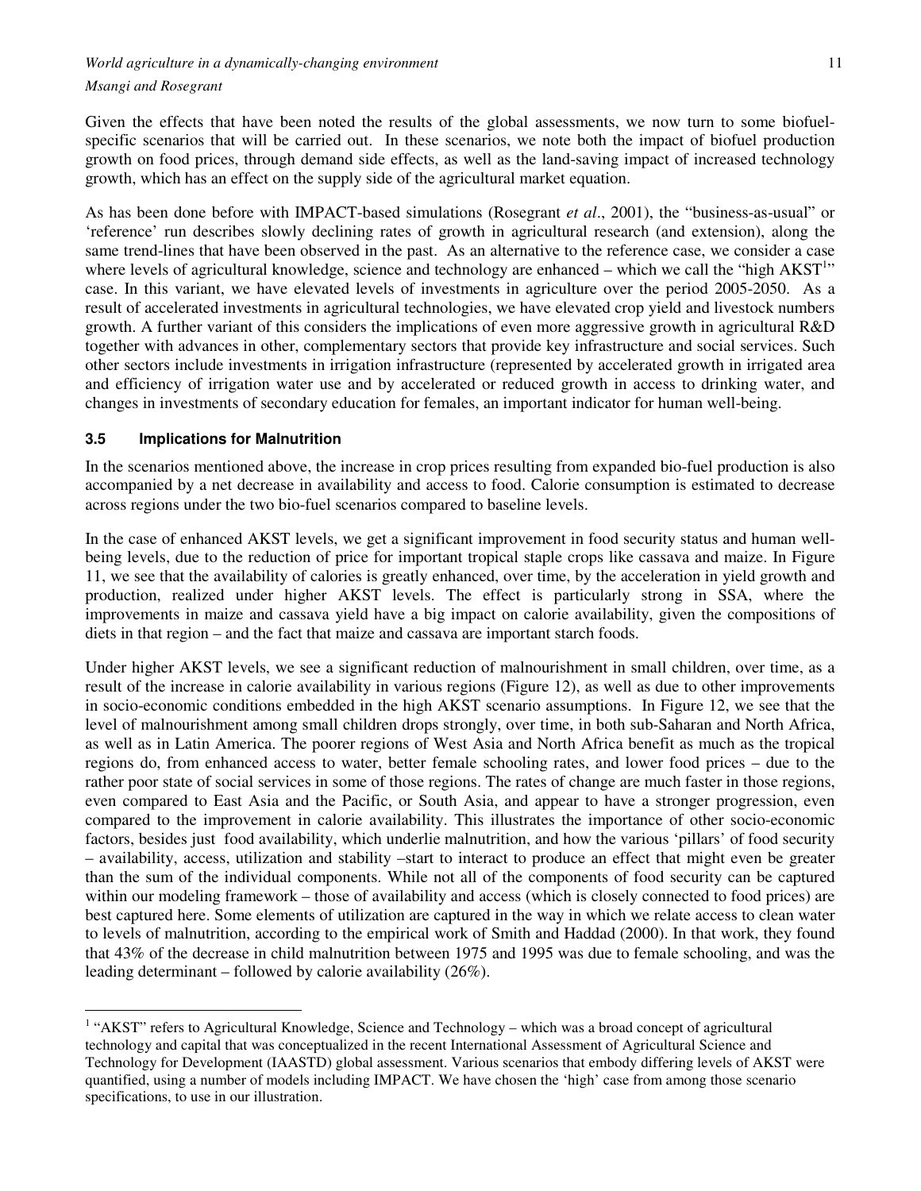Given the effects that have been noted the results of the global assessments, we now turn to some biofuel-specific scenarios that will be carried out. In these scenarios, we note both the impact of biofuel production growth on food prices, through demand side effects, as well as the land-saving impact of increased technology growth, which has an effect on the supply side of the agricultural market equation.

As has been done before with IMPACT-based simulations (Rosegrant *et al*., 2001), the "business-as-usual" or 'reference' run describes slowly declining rates of growth in agricultural research (and extension), along the same trend-lines that have been observed in the past. As an alternative to the reference case, we consider a case where levels of agricultural knowledge, science and technology are enhanced – which we call the "high AKST[1]" case. In this variant, we have elevated levels of investments in agriculture over the period 2005-2050. As a result of accelerated investments in agricultural technologies, we have elevated crop yield and livestock numbers growth. A further variant of this considers the implications of even more aggressive growth in agricultural R&D together with advances in other, complementary sectors that provide key infrastructure and social services. Such other sectors include investments in irrigation infrastructure (represented by accelerated growth in irrigated area and efficiency of irrigation water use and by accelerated or reduced growth in access to drinking water, and changes in investments of secondary education for females, an important indicator for human well-being.

### 3.5 Implications for Malnutrition

In the scenarios mentioned above, the increase in crop prices resulting from expanded bio-fuel production is also accompanied by a net decrease in availability and access to food. Calorie consumption is estimated to decrease across regions under the two bio-fuel scenarios compared to baseline levels.

In the case of enhanced AKST levels, we get a significant improvement in food security status and human well-being levels, due to the reduction of price for important tropical staple crops like cassava and maize. In Figure 11, we see that the availability of calories is greatly enhanced, over time, by the acceleration in yield growth and production, realized under higher AKST levels. The effect is particularly strong in SSA, where the improvements in maize and cassava yield have a big impact on calorie availability, given the compositions of diets in that region – and the fact that maize and cassava are important starch foods.

Under higher AKST levels, we see a significant reduction of malnourishment in small children, over time, as a result of the increase in calorie availability in various regions (Figure 12), as well as due to other improvements in socio-economic conditions embedded in the high AKST scenario assumptions. In Figure 12, we see that the level of malnourishment among small children drops strongly, over time, in both sub-Saharan and North Africa, as well as in Latin America. The poorer regions of West Asia and North Africa benefit as much as the tropical regions do, from enhanced access to water, better female schooling rates, and lower food prices – due to the rather poor state of social services in some of those regions. The rates of change are much faster in those regions, even compared to East Asia and the Pacific, or South Asia, and appear to have a stronger progression, even compared to the improvement in calorie availability. This illustrates the importance of other socio-economic factors, besides just food availability, which underlie malnutrition, and how the various 'pillars' of food security – availability, access, utilization and stability –start to interact to produce an effect that might even be greater than the sum of the individual components. While not all of the components of food security can be captured within our modeling framework – those of availability and access (which is closely connected to food prices) are best captured here. Some elements of utilization are captured in the way in which we relate access to clean water to levels of malnutrition, according to the empirical work of Smith and Haddad (2000). In that work, they found that 43% of the decrease in child malnutrition between 1975 and 1995 was due to female schooling, and was the leading determinant – followed by calorie availability (26%).

---

[1] "AKST" refers to Agricultural Knowledge, Science and Technology – which was a broad concept of agricultural technology and capital that was conceptualized in the recent International Assessment of Agricultural Science and Technology for Development (IAASTD) global assessment. Various scenarios that embody differing levels of AKST were quantified, using a number of models including IMPACT. We have chosen the 'high' case from among those scenario specifications, to use in our illustration.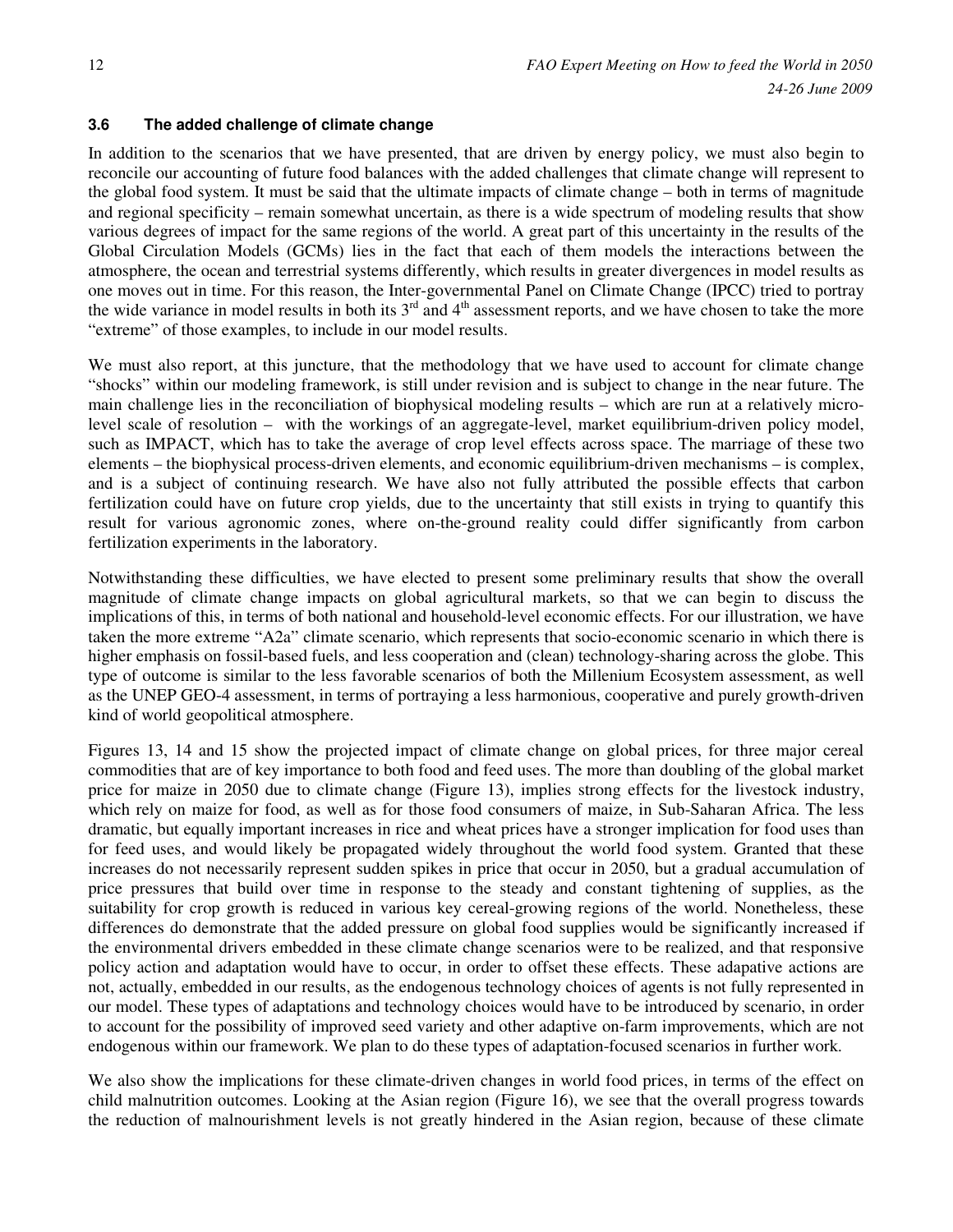### 3.6 The added challenge of climate change

In addition to the scenarios that we have presented, that are driven by energy policy, we must also begin to reconcile our accounting of future food balances with the added challenges that climate change will represent to the global food system. It must be said that the ultimate impacts of climate change – both in terms of magnitude and regional specificity – remain somewhat uncertain, as there is a wide spectrum of modeling results that show various degrees of impact for the same regions of the world. A great part of this uncertainty in the results of the Global Circulation Models (GCMs) lies in the fact that each of them models the interactions between the atmosphere, the ocean and terrestrial systems differently, which results in greater divergences in model results as one moves out in time. For this reason, the Inter-governmental Panel on Climate Change (IPCC) tried to portray the wide variance in model results in both its 3rd and 4th assessment reports, and we have chosen to take the more "extreme" of those examples, to include in our model results.

We must also report, at this juncture, that the methodology that we have used to account for climate change "shocks" within our modeling framework, is still under revision and is subject to change in the near future. The main challenge lies in the reconciliation of biophysical modeling results – which are run at a relatively micro-level scale of resolution – with the workings of an aggregate-level, market equilibrium-driven policy model, such as IMPACT, which has to take the average of crop level effects across space. The marriage of these two elements – the biophysical process-driven elements, and economic equilibrium-driven mechanisms – is complex, and is a subject of continuing research. We have also not fully attributed the possible effects that carbon fertilization could have on future crop yields, due to the uncertainty that still exists in trying to quantify this result for various agronomic zones, where on-the-ground reality could differ significantly from carbon fertilization experiments in the laboratory.

Notwithstanding these difficulties, we have elected to present some preliminary results that show the overall magnitude of climate change impacts on global agricultural markets, so that we can begin to discuss the implications of this, in terms of both national and household-level economic effects. For our illustration, we have taken the more extreme "A2a" climate scenario, which represents that socio-economic scenario in which there is higher emphasis on fossil-based fuels, and less cooperation and (clean) technology-sharing across the globe. This type of outcome is similar to the less favorable scenarios of both the Millenium Ecosystem assessment, as well as the UNEP GEO-4 assessment, in terms of portraying a less harmonious, cooperative and purely growth-driven kind of world geopolitical atmosphere.

Figures 13, 14 and 15 show the projected impact of climate change on global prices, for three major cereal commodities that are of key importance to both food and feed uses. The more than doubling of the global market price for maize in 2050 due to climate change (Figure 13), implies strong effects for the livestock industry, which rely on maize for food, as well as for those food consumers of maize, in Sub-Saharan Africa. The less dramatic, but equally important increases in rice and wheat prices have a stronger implication for food uses than for feed uses, and would likely be propagated widely throughout the world food system. Granted that these increases do not necessarily represent sudden spikes in price that occur in 2050, but a gradual accumulation of price pressures that build over time in response to the steady and constant tightening of supplies, as the suitability for crop growth is reduced in various key cereal-growing regions of the world. Nonetheless, these differences do demonstrate that the added pressure on global food supplies would be significantly increased if the environmental drivers embedded in these climate change scenarios were to be realized, and that responsive policy action and adaptation would have to occur, in order to offset these effects. These adapative actions are not, actually, embedded in our results, as the endogenous technology choices of agents is not fully represented in our model. These types of adaptations and technology choices would have to be introduced by scenario, in order to account for the possibility of improved seed variety and other adaptive on-farm improvements, which are not endogenous within our framework. We plan to do these types of adaptation-focused scenarios in further work.

We also show the implications for these climate-driven changes in world food prices, in terms of the effect on child malnutrition outcomes. Looking at the Asian region (Figure 16), we see that the overall progress towards the reduction of malnourishment levels is not greatly hindered in the Asian region, because of these climate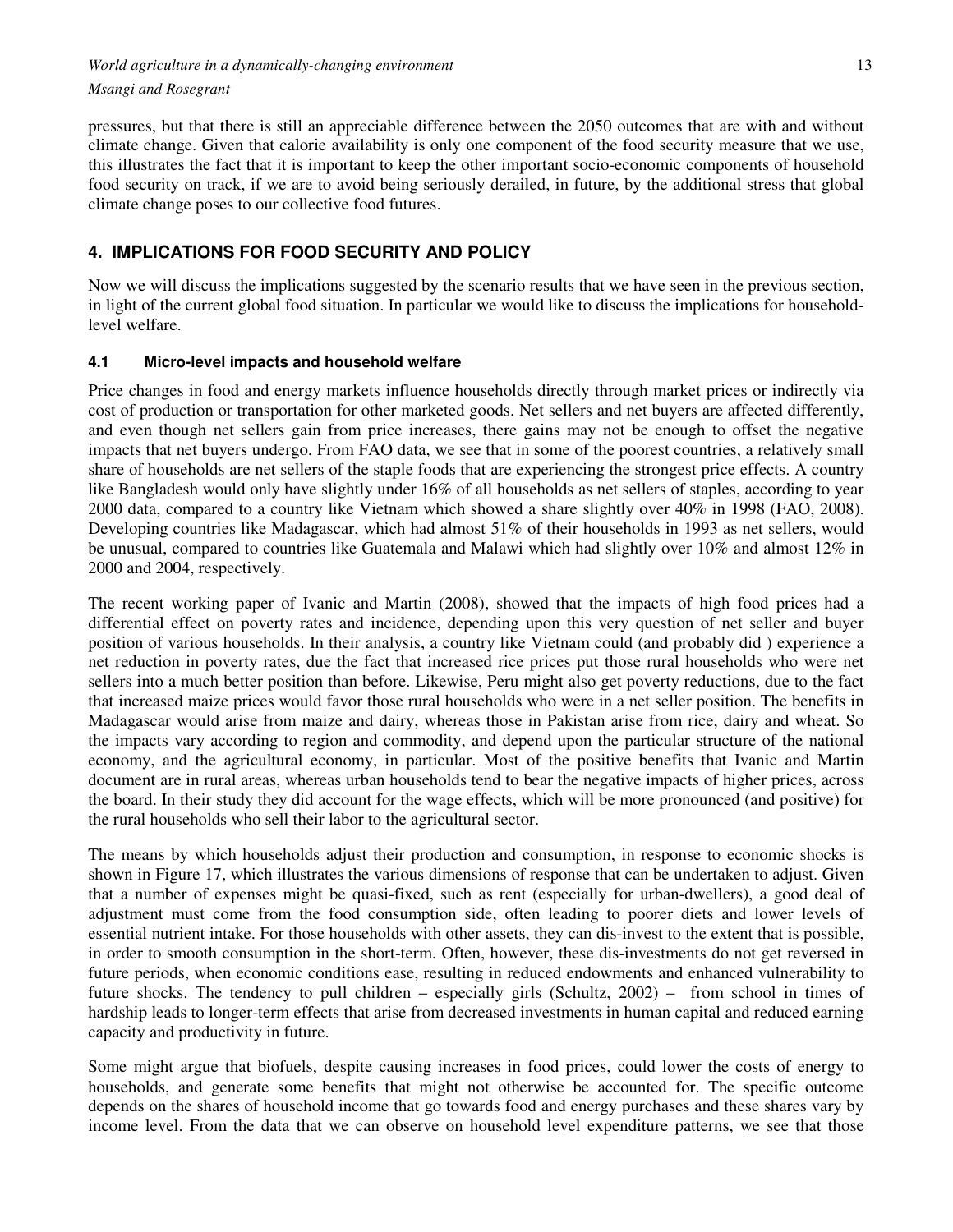pressures, but that there is still an appreciable difference between the 2050 outcomes that are with and without climate change. Given that calorie availability is only one component of the food security measure that we use, this illustrates the fact that it is important to keep the other important socio-economic components of household food security on track, if we are to avoid being seriously derailed, in future, by the additional stress that global climate change poses to our collective food futures.

## 4. IMPLICATIONS FOR FOOD SECURITY AND POLICY

Now we will discuss the implications suggested by the scenario results that we have seen in the previous section, in light of the current global food situation. In particular we would like to discuss the implications for household-level welfare.

### 4.1 Micro-level impacts and household welfare

Price changes in food and energy markets influence households directly through market prices or indirectly via cost of production or transportation for other marketed goods. Net sellers and net buyers are affected differently, and even though net sellers gain from price increases, there gains may not be enough to offset the negative impacts that net buyers undergo. From FAO data, we see that in some of the poorest countries, a relatively small share of households are net sellers of the staple foods that are experiencing the strongest price effects. A country like Bangladesh would only have slightly under 16% of all households as net sellers of staples, according to year 2000 data, compared to a country like Vietnam which showed a share slightly over 40% in 1998 (FAO, 2008). Developing countries like Madagascar, which had almost 51% of their households in 1993 as net sellers, would be unusual, compared to countries like Guatemala and Malawi which had slightly over 10% and almost 12% in 2000 and 2004, respectively.

The recent working paper of Ivanic and Martin (2008), showed that the impacts of high food prices had a differential effect on poverty rates and incidence, depending upon this very question of net seller and buyer position of various households. In their analysis, a country like Vietnam could (and probably did ) experience a net reduction in poverty rates, due the fact that increased rice prices put those rural households who were net sellers into a much better position than before. Likewise, Peru might also get poverty reductions, due to the fact that increased maize prices would favor those rural households who were in a net seller position. The benefits in Madagascar would arise from maize and dairy, whereas those in Pakistan arise from rice, dairy and wheat. So the impacts vary according to region and commodity, and depend upon the particular structure of the national economy, and the agricultural economy, in particular. Most of the positive benefits that Ivanic and Martin document are in rural areas, whereas urban households tend to bear the negative impacts of higher prices, across the board. In their study they did account for the wage effects, which will be more pronounced (and positive) for the rural households who sell their labor to the agricultural sector.

The means by which households adjust their production and consumption, in response to economic shocks is shown in Figure 17, which illustrates the various dimensions of response that can be undertaken to adjust. Given that a number of expenses might be quasi-fixed, such as rent (especially for urban-dwellers), a good deal of adjustment must come from the food consumption side, often leading to poorer diets and lower levels of essential nutrient intake. For those households with other assets, they can dis-invest to the extent that is possible, in order to smooth consumption in the short-term. Often, however, these dis-investments do not get reversed in future periods, when economic conditions ease, resulting in reduced endowments and enhanced vulnerability to future shocks. The tendency to pull children – especially girls (Schultz, 2002) – from school in times of hardship leads to longer-term effects that arise from decreased investments in human capital and reduced earning capacity and productivity in future.

Some might argue that biofuels, despite causing increases in food prices, could lower the costs of energy to households, and generate some benefits that might not otherwise be accounted for. The specific outcome depends on the shares of household income that go towards food and energy purchases and these shares vary by income level. From the data that we can observe on household level expenditure patterns, we see that those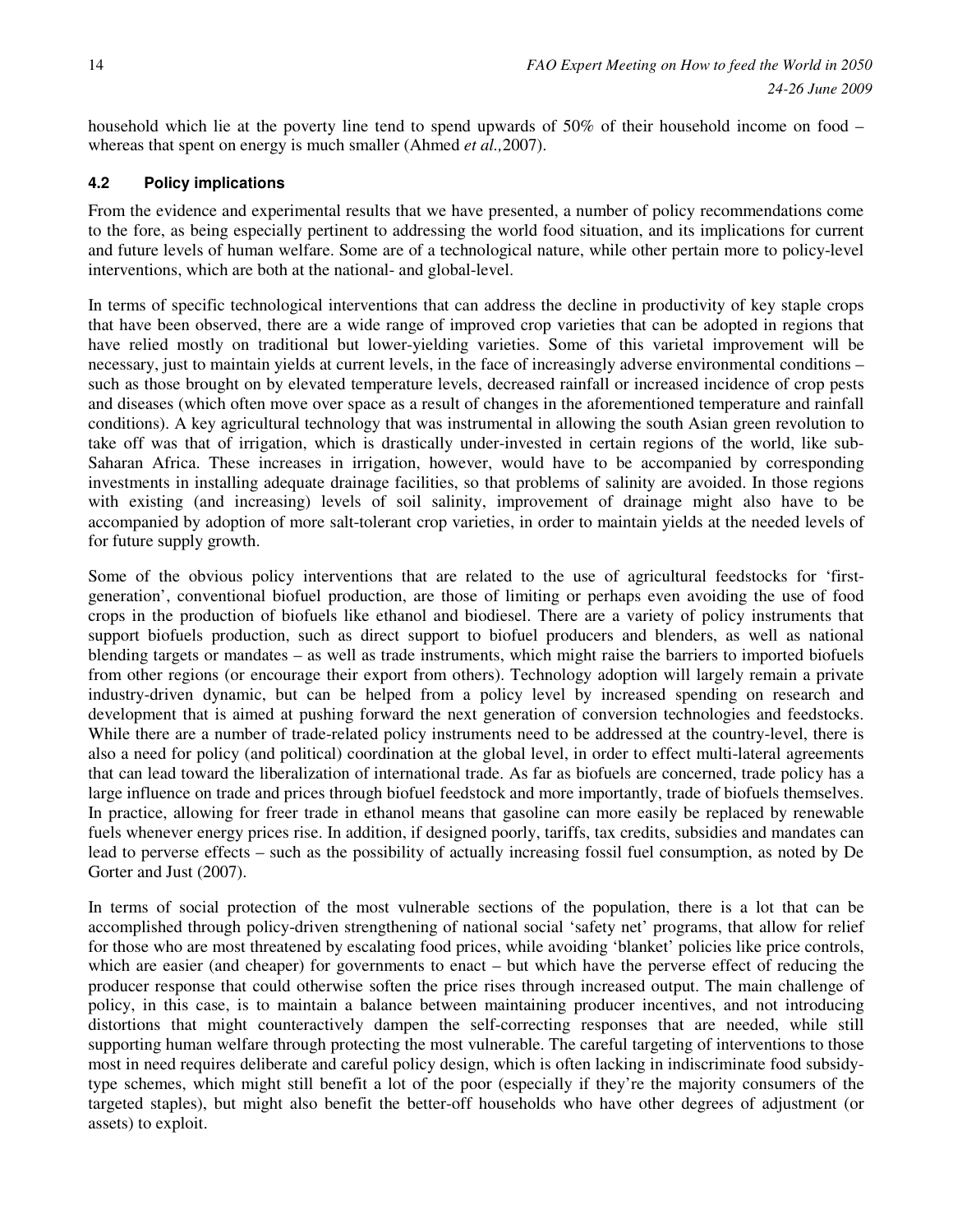household which lie at the poverty line tend to spend upwards of 50% of their household income on food – whereas that spent on energy is much smaller (Ahmed *et al.,*2007).

### 4.2 Policy implications

From the evidence and experimental results that we have presented, a number of policy recommendations come to the fore, as being especially pertinent to addressing the world food situation, and its implications for current and future levels of human welfare. Some are of a technological nature, while other pertain more to policy-level interventions, which are both at the national- and global-level.

In terms of specific technological interventions that can address the decline in productivity of key staple crops that have been observed, there are a wide range of improved crop varieties that can be adopted in regions that have relied mostly on traditional but lower-yielding varieties. Some of this varietal improvement will be necessary, just to maintain yields at current levels, in the face of increasingly adverse environmental conditions – such as those brought on by elevated temperature levels, decreased rainfall or increased incidence of crop pests and diseases (which often move over space as a result of changes in the aforementioned temperature and rainfall conditions). A key agricultural technology that was instrumental in allowing the south Asian green revolution to take off was that of irrigation, which is drastically under-invested in certain regions of the world, like sub-Saharan Africa. These increases in irrigation, however, would have to be accompanied by corresponding investments in installing adequate drainage facilities, so that problems of salinity are avoided. In those regions with existing (and increasing) levels of soil salinity, improvement of drainage might also have to be accompanied by adoption of more salt-tolerant crop varieties, in order to maintain yields at the needed levels of for future supply growth.

Some of the obvious policy interventions that are related to the use of agricultural feedstocks for 'first-generation', conventional biofuel production, are those of limiting or perhaps even avoiding the use of food crops in the production of biofuels like ethanol and biodiesel. There are a variety of policy instruments that support biofuels production, such as direct support to biofuel producers and blenders, as well as national blending targets or mandates – as well as trade instruments, which might raise the barriers to imported biofuels from other regions (or encourage their export from others). Technology adoption will largely remain a private industry-driven dynamic, but can be helped from a policy level by increased spending on research and development that is aimed at pushing forward the next generation of conversion technologies and feedstocks. While there are a number of trade-related policy instruments need to be addressed at the country-level, there is also a need for policy (and political) coordination at the global level, in order to effect multi-lateral agreements that can lead toward the liberalization of international trade. As far as biofuels are concerned, trade policy has a large influence on trade and prices through biofuel feedstock and more importantly, trade of biofuels themselves. In practice, allowing for freer trade in ethanol means that gasoline can more easily be replaced by renewable fuels whenever energy prices rise. In addition, if designed poorly, tariffs, tax credits, subsidies and mandates can lead to perverse effects – such as the possibility of actually increasing fossil fuel consumption, as noted by De Gorter and Just (2007).

In terms of social protection of the most vulnerable sections of the population, there is a lot that can be accomplished through policy-driven strengthening of national social 'safety net' programs, that allow for relief for those who are most threatened by escalating food prices, while avoiding 'blanket' policies like price controls, which are easier (and cheaper) for governments to enact – but which have the perverse effect of reducing the producer response that could otherwise soften the price rises through increased output. The main challenge of policy, in this case, is to maintain a balance between maintaining producer incentives, and not introducing distortions that might counteractively dampen the self-correcting responses that are needed, while still supporting human welfare through protecting the most vulnerable. The careful targeting of interventions to those most in need requires deliberate and careful policy design, which is often lacking in indiscriminate food subsidy-type schemes, which might still benefit a lot of the poor (especially if they're the majority consumers of the targeted staples), but might also benefit the better-off households who have other degrees of adjustment (or assets) to exploit.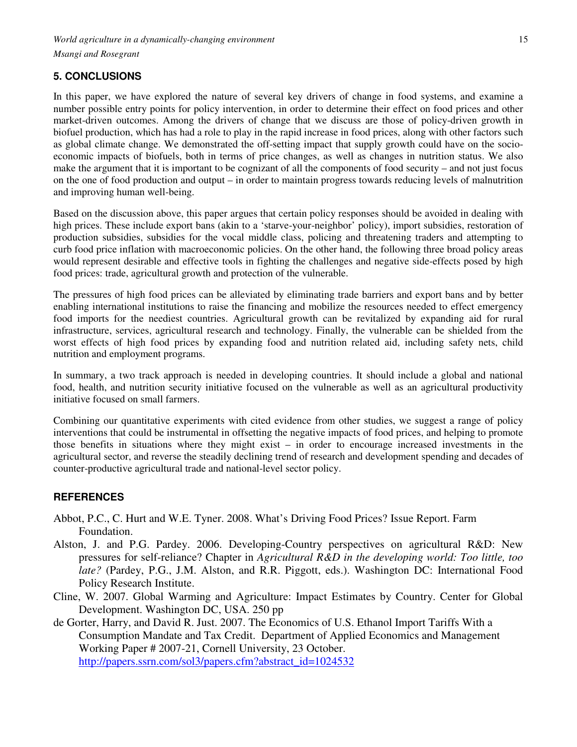## 5. CONCLUSIONS

In this paper, we have explored the nature of several key drivers of change in food systems, and examine a number possible entry points for policy intervention, in order to determine their effect on food prices and other market-driven outcomes. Among the drivers of change that we discuss are those of policy-driven growth in biofuel production, which has had a role to play in the rapid increase in food prices, along with other factors such as global climate change. We demonstrated the off-setting impact that supply growth could have on the socio-economic impacts of biofuels, both in terms of price changes, as well as changes in nutrition status. We also make the argument that it is important to be cognizant of all the components of food security – and not just focus on the one of food production and output – in order to maintain progress towards reducing levels of malnutrition and improving human well-being.

Based on the discussion above, this paper argues that certain policy responses should be avoided in dealing with high prices. These include export bans (akin to a 'starve-your-neighbor' policy), import subsidies, restoration of production subsidies, subsidies for the vocal middle class, policing and threatening traders and attempting to curb food price inflation with macroeconomic policies. On the other hand, the following three broad policy areas would represent desirable and effective tools in fighting the challenges and negative side-effects posed by high food prices: trade, agricultural growth and protection of the vulnerable.

The pressures of high food prices can be alleviated by eliminating trade barriers and export bans and by better enabling international institutions to raise the financing and mobilize the resources needed to effect emergency food imports for the neediest countries. Agricultural growth can be revitalized by expanding aid for rural infrastructure, services, agricultural research and technology. Finally, the vulnerable can be shielded from the worst effects of high food prices by expanding food and nutrition related aid, including safety nets, child nutrition and employment programs.

In summary, a two track approach is needed in developing countries. It should include a global and national food, health, and nutrition security initiative focused on the vulnerable as well as an agricultural productivity initiative focused on small farmers.

Combining our quantitative experiments with cited evidence from other studies, we suggest a range of policy interventions that could be instrumental in offsetting the negative impacts of food prices, and helping to promote those benefits in situations where they might exist – in order to encourage increased investments in the agricultural sector, and reverse the steadily declining trend of research and development spending and decades of counter-productive agricultural trade and national-level sector policy.

## REFERENCES

Abbot, P.C., C. Hurt and W.E. Tyner. 2008. What's Driving Food Prices? Issue Report. Farm Foundation.

Alston, J. and P.G. Pardey. 2006. Developing-Country perspectives on agricultural R&D: New pressures for self-reliance? Chapter in *Agricultural R&D in the developing world: Too little, too late?* (Pardey, P.G., J.M. Alston, and R.R. Piggott, eds.). Washington DC: International Food Policy Research Institute.

Cline, W. 2007. Global Warming and Agriculture: Impact Estimates by Country. Center for Global Development. Washington DC, USA. 250 pp

de Gorter, Harry, and David R. Just. 2007. The Economics of U.S. Ethanol Import Tariffs With a Consumption Mandate and Tax Credit. Department of Applied Economics and Management Working Paper # 2007-21, Cornell University, 23 October. http://papers.ssrn.com/sol3/papers.cfm?abstract_id=1024532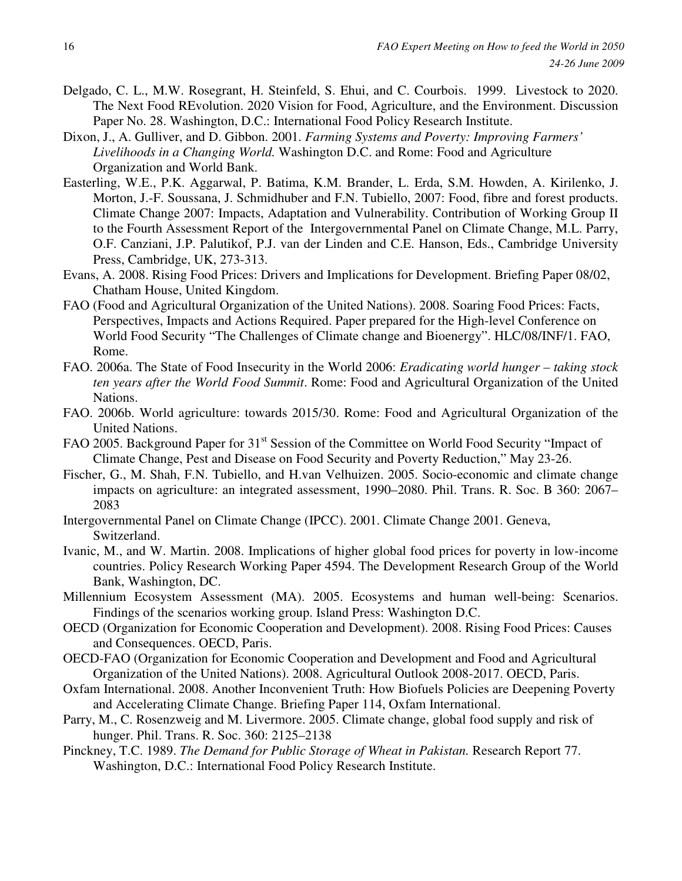Delgado, C. L., M.W. Rosegrant, H. Steinfeld, S. Ehui, and C. Courbois. 1999. Livestock to 2020. The Next Food REvolution. 2020 Vision for Food, Agriculture, and the Environment. Discussion Paper No. 28. Washington, D.C.: International Food Policy Research Institute.

Dixon, J., A. Gulliver, and D. Gibbon. 2001. *Farming Systems and Poverty: Improving Farmers' Livelihoods in a Changing World.* Washington D.C. and Rome: Food and Agriculture Organization and World Bank.

Easterling, W.E., P.K. Aggarwal, P. Batima, K.M. Brander, L. Erda, S.M. Howden, A. Kirilenko, J. Morton, J.-F. Soussana, J. Schmidhuber and F.N. Tubiello, 2007: Food, fibre and forest products. Climate Change 2007: Impacts, Adaptation and Vulnerability. Contribution of Working Group II to the Fourth Assessment Report of the Intergovernmental Panel on Climate Change, M.L. Parry, O.F. Canziani, J.P. Palutikof, P.J. van der Linden and C.E. Hanson, Eds., Cambridge University Press, Cambridge, UK, 273-313.

Evans, A. 2008. Rising Food Prices: Drivers and Implications for Development. Briefing Paper 08/02, Chatham House, United Kingdom.

FAO (Food and Agricultural Organization of the United Nations). 2008. Soaring Food Prices: Facts, Perspectives, Impacts and Actions Required. Paper prepared for the High-level Conference on World Food Security "The Challenges of Climate change and Bioenergy". HLC/08/INF/1. FAO, Rome.

FAO. 2006a. The State of Food Insecurity in the World 2006: *Eradicating world hunger – taking stock ten years after the World Food Summit*. Rome: Food and Agricultural Organization of the United Nations.

FAO. 2006b. World agriculture: towards 2015/30. Rome: Food and Agricultural Organization of the United Nations.

FAO 2005. Background Paper for 31st Session of the Committee on World Food Security "Impact of Climate Change, Pest and Disease on Food Security and Poverty Reduction," May 23-26.

Fischer, G., M. Shah, F.N. Tubiello, and H.van Velhuizen. 2005. Socio-economic and climate change impacts on agriculture: an integrated assessment, 1990–2080. Phil. Trans. R. Soc. B 360: 2067–2083

Intergovernmental Panel on Climate Change (IPCC). 2001. Climate Change 2001. Geneva, Switzerland.

Ivanic, M., and W. Martin. 2008. Implications of higher global food prices for poverty in low-income countries. Policy Research Working Paper 4594. The Development Research Group of the World Bank, Washington, DC.

Millennium Ecosystem Assessment (MA). 2005. Ecosystems and human well-being: Scenarios. Findings of the scenarios working group. Island Press: Washington D.C.

OECD (Organization for Economic Cooperation and Development). 2008. Rising Food Prices: Causes and Consequences. OECD, Paris.

OECD-FAO (Organization for Economic Cooperation and Development and Food and Agricultural Organization of the United Nations). 2008. Agricultural Outlook 2008-2017. OECD, Paris.

Oxfam International. 2008. Another Inconvenient Truth: How Biofuels Policies are Deepening Poverty and Accelerating Climate Change. Briefing Paper 114, Oxfam International.

Parry, M., C. Rosenzweig and M. Livermore. 2005. Climate change, global food supply and risk of hunger. Phil. Trans. R. Soc. 360: 2125–2138

Pinckney, T.C. 1989. *The Demand for Public Storage of Wheat in Pakistan.* Research Report 77. Washington, D.C.: International Food Policy Research Institute.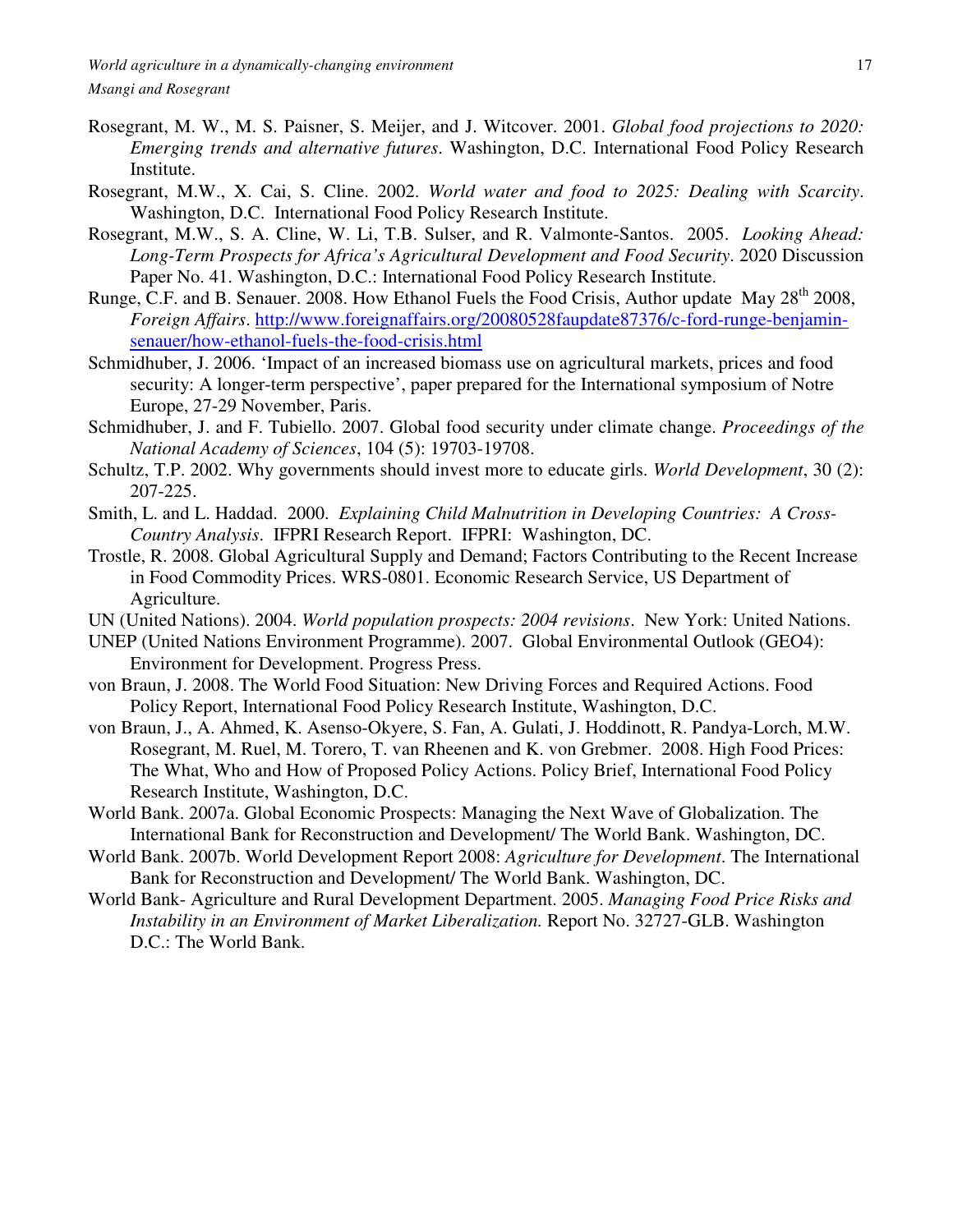Rosegrant, M. W., M. S. Paisner, S. Meijer, and J. Witcover. 2001. *Global food projections to 2020: Emerging trends and alternative futures*. Washington, D.C. International Food Policy Research Institute.

Rosegrant, M.W., X. Cai, S. Cline. 2002. *World water and food to 2025: Dealing with Scarcity*. Washington, D.C. International Food Policy Research Institute.

Rosegrant, M.W., S. A. Cline, W. Li, T.B. Sulser, and R. Valmonte-Santos. 2005. *Looking Ahead: Long-Term Prospects for Africa's Agricultural Development and Food Security*. 2020 Discussion Paper No. 41. Washington, D.C.: International Food Policy Research Institute.

Runge, C.F. and B. Senauer. 2008. How Ethanol Fuels the Food Crisis, Author update May 28th 2008, *Foreign Affairs*. http://www.foreignaffairs.org/20080528faupdate87376/c-ford-runge-benjamin-senauer/how-ethanol-fuels-the-food-crisis.html

Schmidhuber, J. 2006. 'Impact of an increased biomass use on agricultural markets, prices and food security: A longer-term perspective', paper prepared for the International symposium of Notre Europe, 27-29 November, Paris.

Schmidhuber, J. and F. Tubiello. 2007. Global food security under climate change. *Proceedings of the National Academy of Sciences*, 104 (5): 19703-19708.

Schultz, T.P. 2002. Why governments should invest more to educate girls. *World Development*, 30 (2): 207-225.

Smith, L. and L. Haddad. 2000. *Explaining Child Malnutrition in Developing Countries: A Cross-Country Analysis*. IFPRI Research Report. IFPRI: Washington, DC.

Trostle, R. 2008. Global Agricultural Supply and Demand; Factors Contributing to the Recent Increase in Food Commodity Prices. WRS-0801. Economic Research Service, US Department of Agriculture.

UN (United Nations). 2004. *World population prospects: 2004 revisions*. New York: United Nations.

UNEP (United Nations Environment Programme). 2007. Global Environmental Outlook (GEO4): Environment for Development. Progress Press.

von Braun, J. 2008. The World Food Situation: New Driving Forces and Required Actions. Food Policy Report, International Food Policy Research Institute, Washington, D.C.

von Braun, J., A. Ahmed, K. Asenso-Okyere, S. Fan, A. Gulati, J. Hoddinott, R. Pandya-Lorch, M.W. Rosegrant, M. Ruel, M. Torero, T. van Rheenen and K. von Grebmer. 2008. High Food Prices: The What, Who and How of Proposed Policy Actions. Policy Brief, International Food Policy Research Institute, Washington, D.C.

World Bank. 2007a. Global Economic Prospects: Managing the Next Wave of Globalization. The International Bank for Reconstruction and Development/ The World Bank. Washington, DC.

World Bank. 2007b. World Development Report 2008: *Agriculture for Development*. The International Bank for Reconstruction and Development/ The World Bank. Washington, DC.

World Bank- Agriculture and Rural Development Department. 2005. *Managing Food Price Risks and Instability in an Environment of Market Liberalization.* Report No. 32727-GLB. Washington D.C.: The World Bank.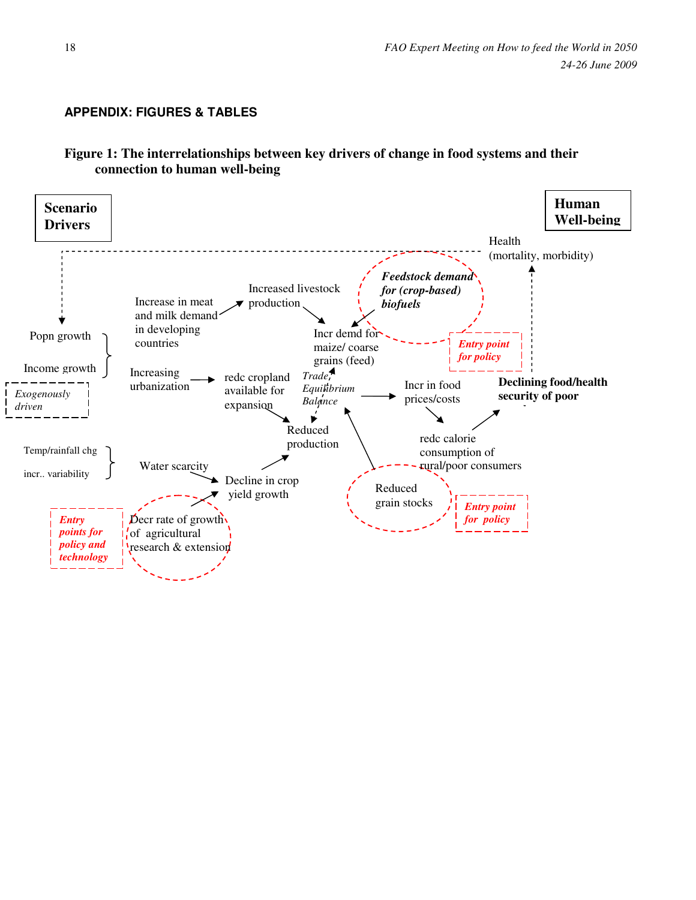## APPENDIX: FIGURES & TABLES

**Figure 1: The interrelationships between key drivers of change in food systems and their connection to human well-being**

**Scenario Drivers**

**Human Well-being**

Health (mortality, morbidity)

Popn growth

Income growth

*Exogenously driven*

Increase in meat and milk demand in developing countries

Increased livestock production

***Feedstock demand for (crop-based) biofuels***

Incr demd for maize/ coarse grains (feed)

***Entry point for policy***

Increasing urbanization

redc cropland available for expansion

*Trade Equilibrium Balance*

Incr in food prices/costs

**Declining food/health security of poor**

Reduced production

redc calorie consumption of rural/poor consumers

Temp/rainfall chg

incr.. variability

Water scarcity

Decline in crop yield growth

Reduced grain stocks

***Entry point for policy***

***Entry points for policy and technology***

Decr rate of growth of agricultural research & extension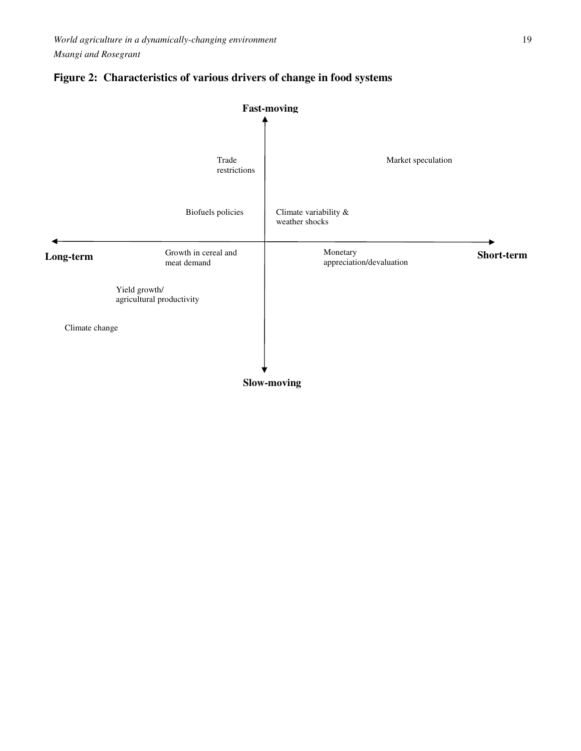**Figure 2: Characteristics of various drivers of change in food systems**

Fast-moving

Trade restrictions

Market speculation

Biofuels policies

Climate variability & weather shocks

Long-term

Short-term

Growth in cereal and meat demand

Monetary appreciation/devaluation

Yield growth/ agricultural productivity

Climate change

Slow-moving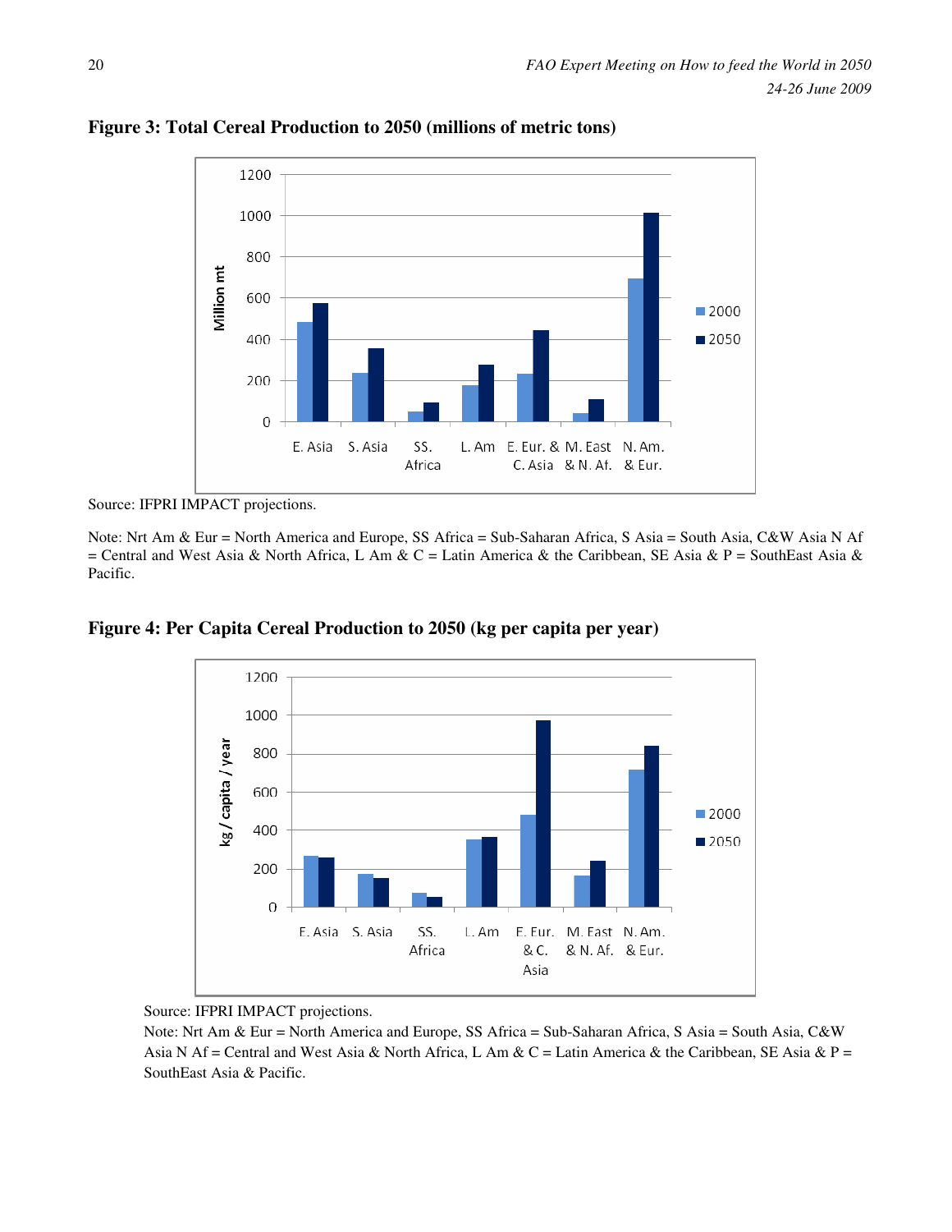**Figure 3: Total Cereal Production to 2050 (millions of metric tons)**

Source: IFPRI IMPACT projections.

Note: Nrt Am & Eur = North America and Europe, SS Africa = Sub-Saharan Africa, S Asia = South Asia, C&W Asia N Af = Central and West Asia & North Africa, L Am & C = Latin America & the Caribbean, SE Asia & P = SouthEast Asia & Pacific.

**Figure 4: Per Capita Cereal Production to 2050 (kg per capita per year)**

Source: IFPRI IMPACT projections.

Note: Nrt Am & Eur = North America and Europe, SS Africa = Sub-Saharan Africa, S Asia = South Asia, C&W Asia N Af = Central and West Asia & North Africa, L Am & C = Latin America & the Caribbean, SE Asia & P = SouthEast Asia & Pacific.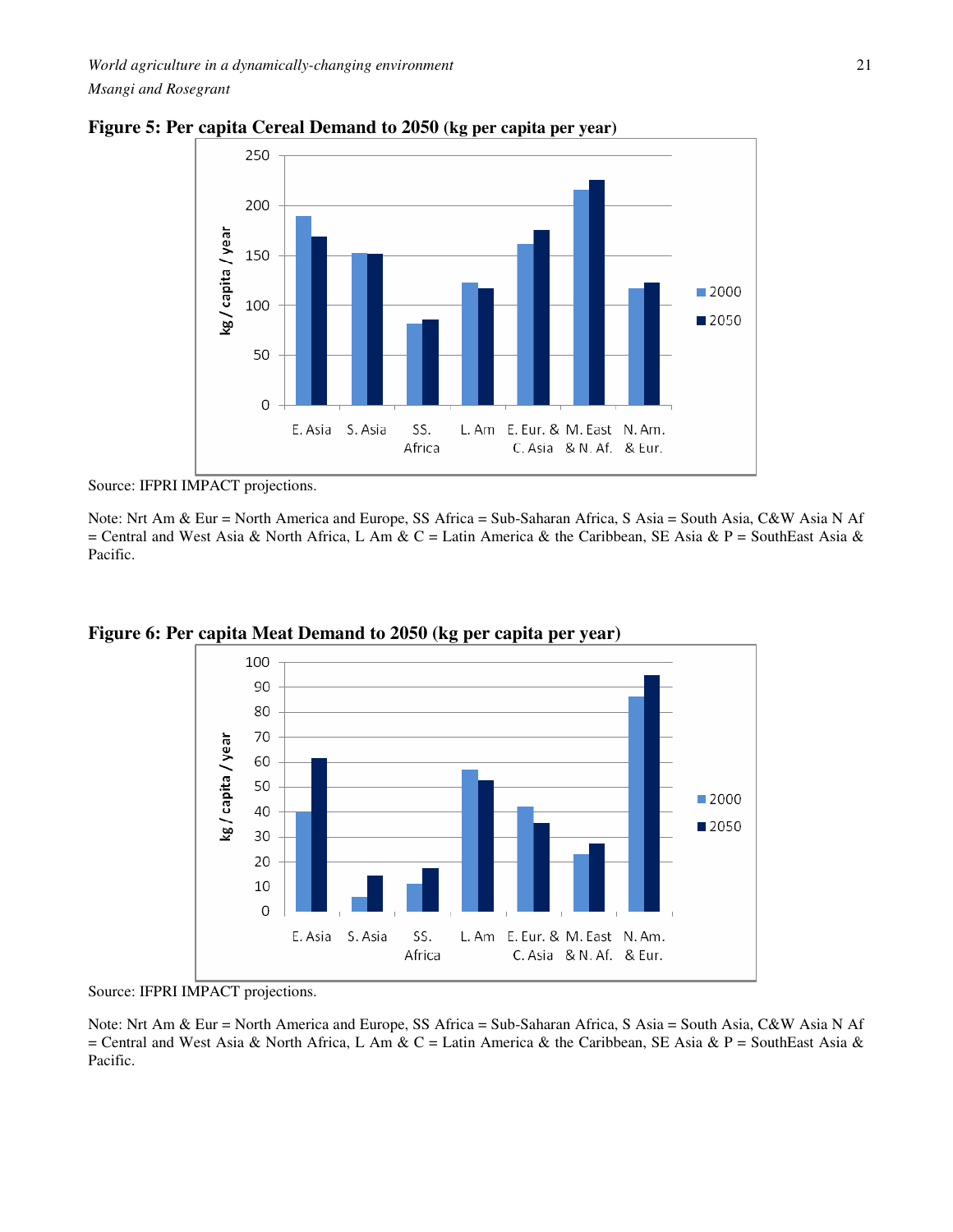**Figure 5: Per capita Cereal Demand to 2050 (kg per capita per year)**

Source: IFPRI IMPACT projections.

Note: Nrt Am & Eur = North America and Europe, SS Africa = Sub-Saharan Africa, S Asia = South Asia, C&W Asia N Af = Central and West Asia & North Africa, L Am & C = Latin America & the Caribbean, SE Asia & P = SouthEast Asia & Pacific.

**Figure 6: Per capita Meat Demand to 2050 (kg per capita per year)**

Source: IFPRI IMPACT projections.

Note: Nrt Am & Eur = North America and Europe, SS Africa = Sub-Saharan Africa, S Asia = South Asia, C&W Asia N Af = Central and West Asia & North Africa, L Am & C = Latin America & the Caribbean, SE Asia & P = SouthEast Asia & Pacific.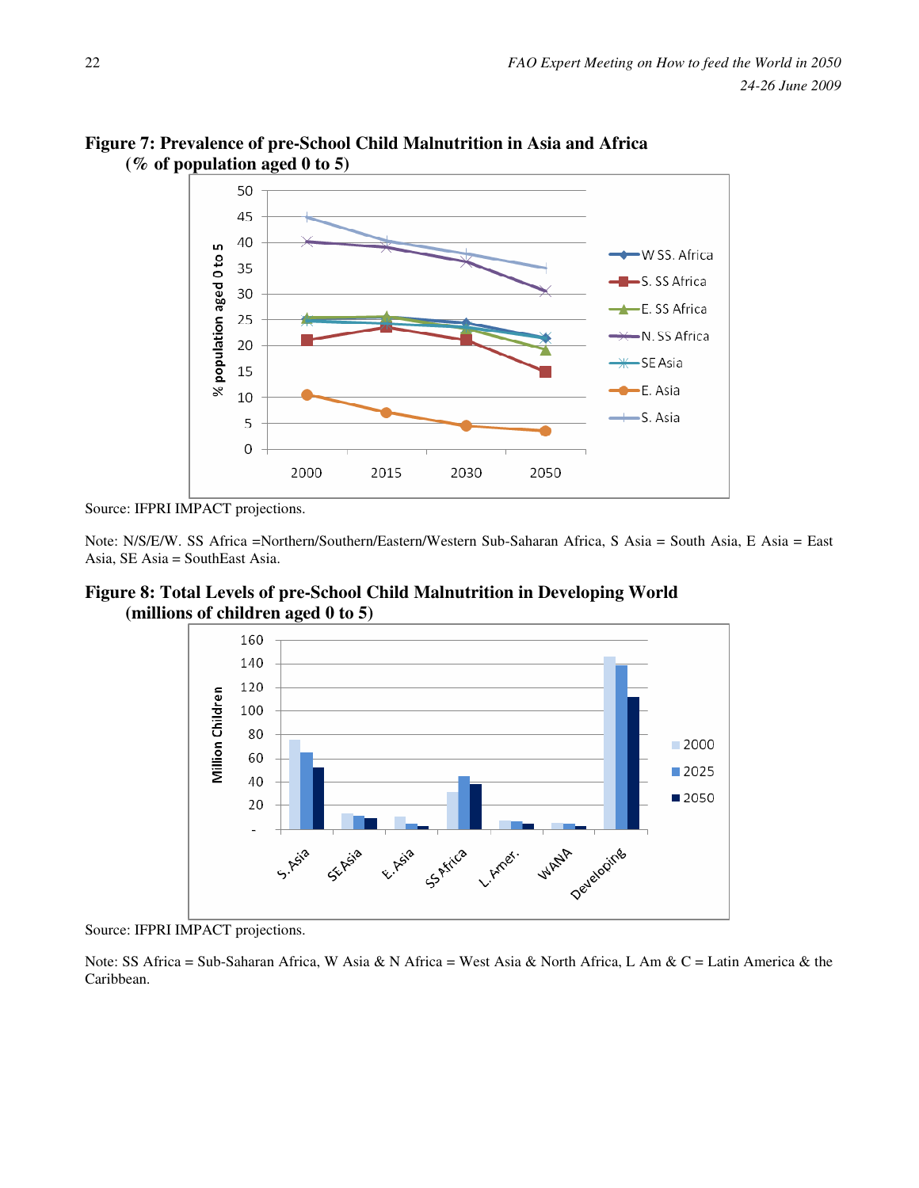**Figure 7: Prevalence of pre-School Child Malnutrition in Asia and Africa (% of population aged 0 to 5)**

Source: IFPRI IMPACT projections.

Note: N/S/E/W. SS Africa =Northern/Southern/Eastern/Western Sub-Saharan Africa, S Asia = South Asia, E Asia = East Asia, SE Asia = SouthEast Asia.

**Figure 8: Total Levels of pre-School Child Malnutrition in Developing World (millions of children aged 0 to 5)**

Source: IFPRI IMPACT projections.

Note: SS Africa = Sub-Saharan Africa, W Asia & N Africa = West Asia & North Africa, L Am & C = Latin America & the Caribbean.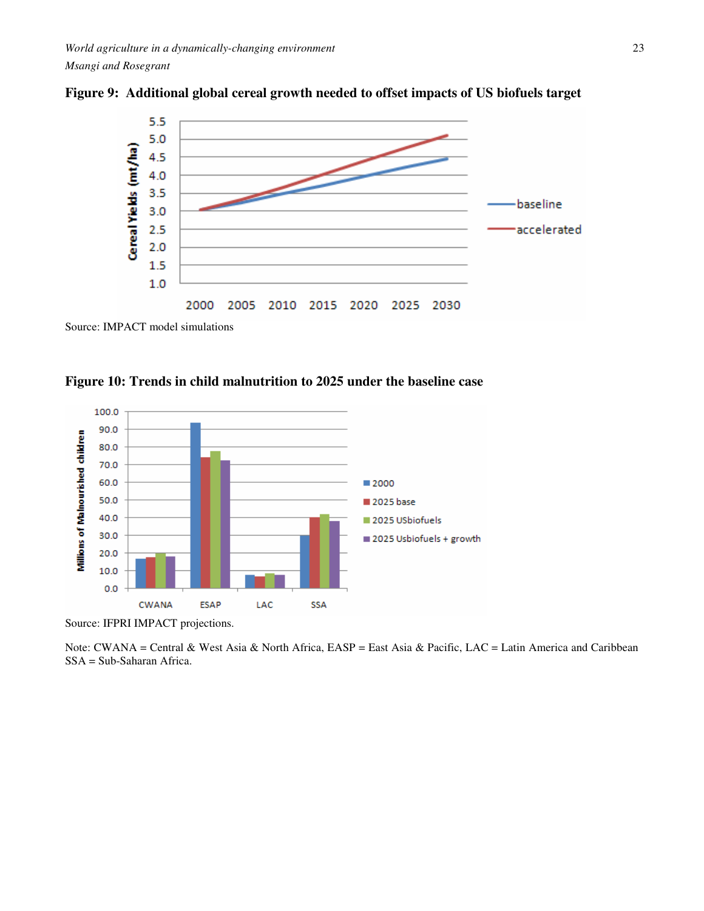**Figure 9: Additional global cereal growth needed to offset impacts of US biofuels target**

Source: IMPACT model simulations

**Figure 10: Trends in child malnutrition to 2025 under the baseline case**

Source: IFPRI IMPACT projections.

Note: CWANA = Central & West Asia & North Africa, EASP = East Asia & Pacific, LAC = Latin America and Caribbean SSA = Sub-Saharan Africa.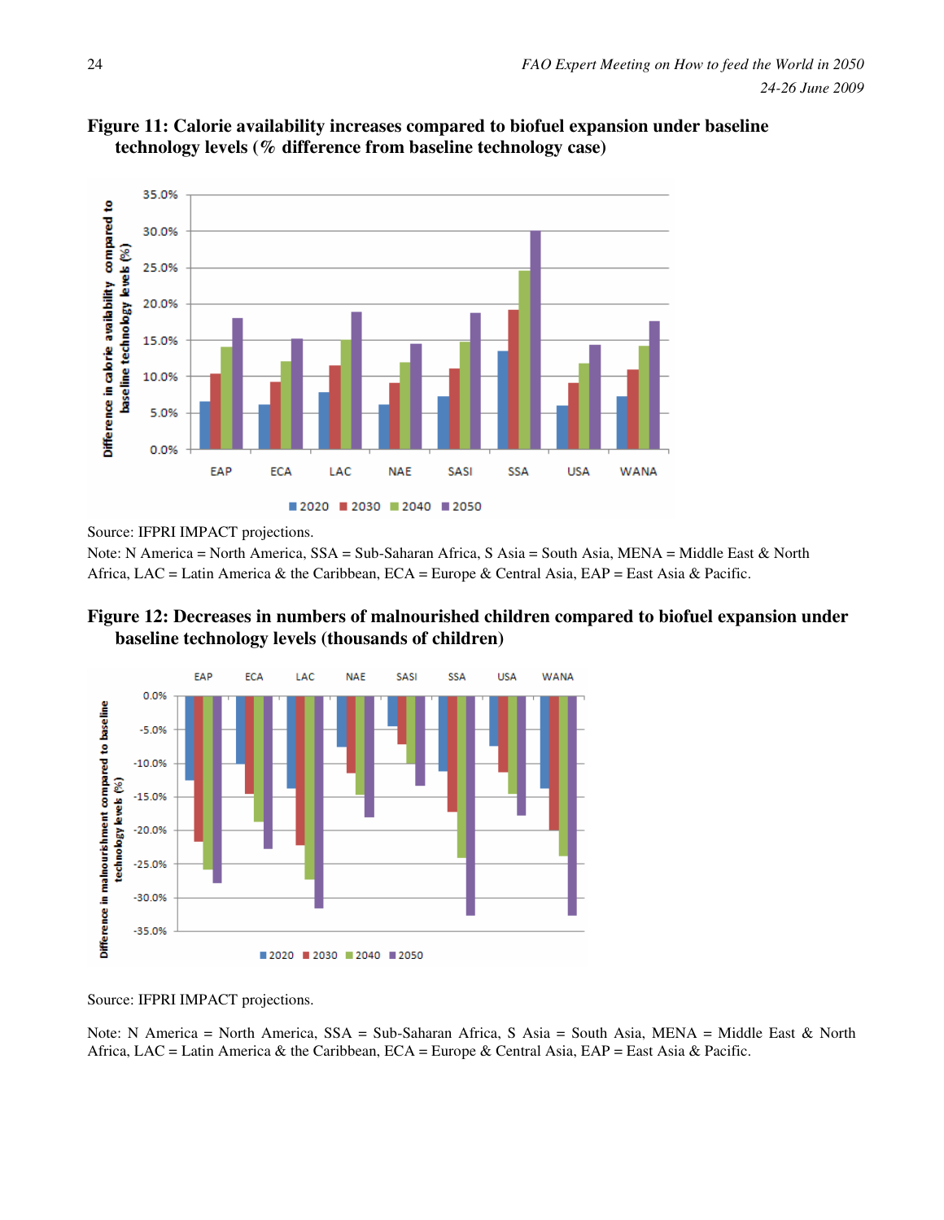**Figure 11: Calorie availability increases compared to biofuel expansion under baseline technology levels (% difference from baseline technology case)**

Source: IFPRI IMPACT projections.

Note: N America = North America, SSA = Sub-Saharan Africa, S Asia = South Asia, MENA = Middle East & North Africa, LAC = Latin America & the Caribbean, ECA = Europe & Central Asia, EAP = East Asia & Pacific.

**Figure 12: Decreases in numbers of malnourished children compared to biofuel expansion under baseline technology levels (thousands of children)**

Source: IFPRI IMPACT projections.

Note: N America = North America, SSA = Sub-Saharan Africa, S Asia = South Asia, MENA = Middle East & North Africa, LAC = Latin America & the Caribbean, ECA = Europe & Central Asia, EAP = East Asia & Pacific.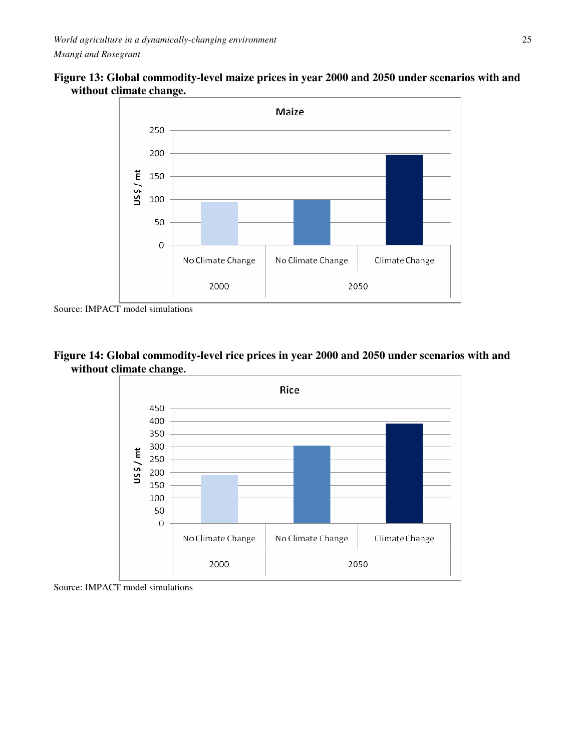**Figure 13: Global commodity-level maize prices in year 2000 and 2050 under scenarios with and without climate change.**

Source: IMPACT model simulations

**Figure 14: Global commodity-level rice prices in year 2000 and 2050 under scenarios with and without climate change.**

Source: IMPACT model simulations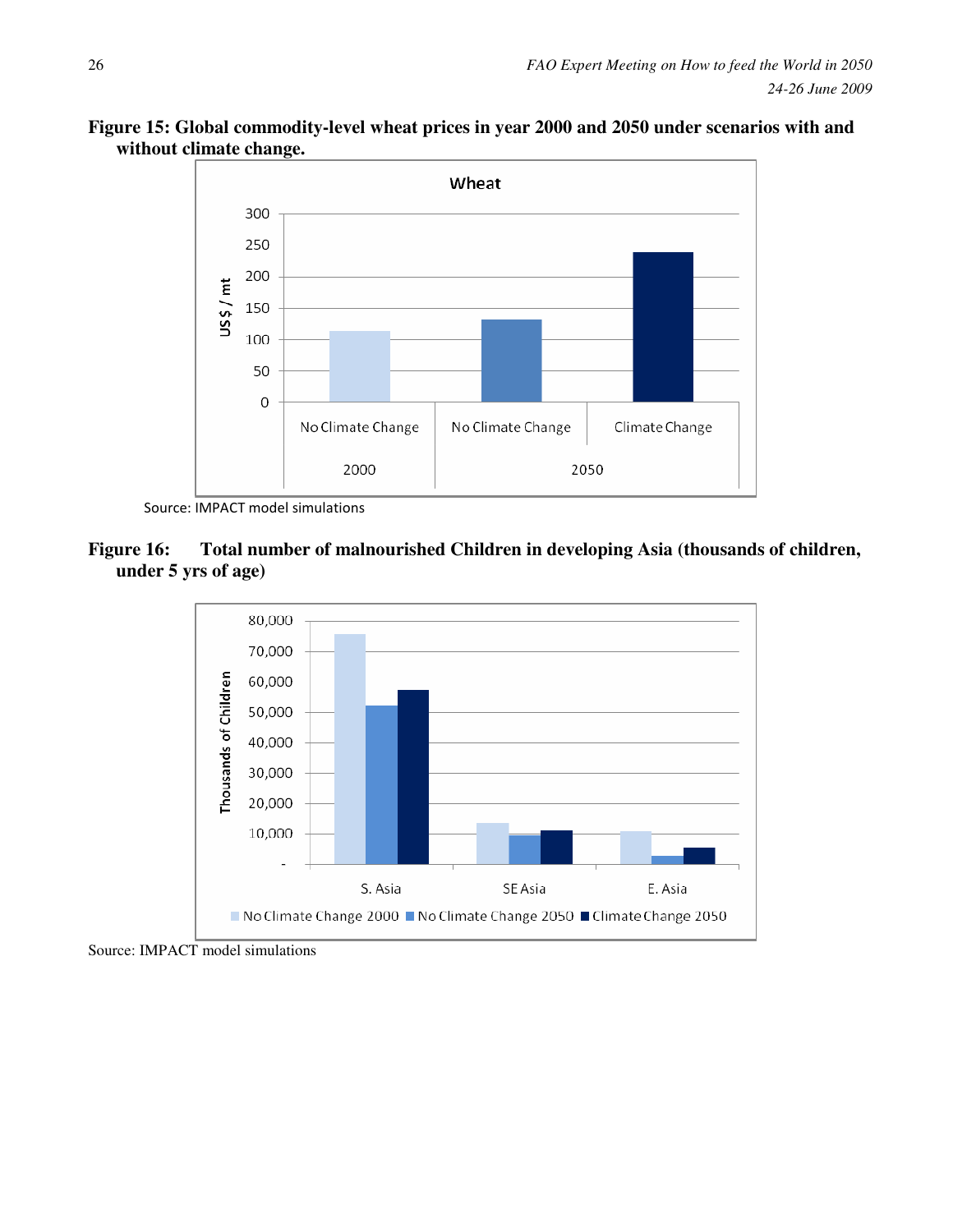**Figure 15: Global commodity-level wheat prices in year 2000 and 2050 under scenarios with and without climate change.**

Source: IMPACT model simulations

**Figure 16: Total number of malnourished Children in developing Asia (thousands of children, under 5 yrs of age)**

Source: IMPACT model simulations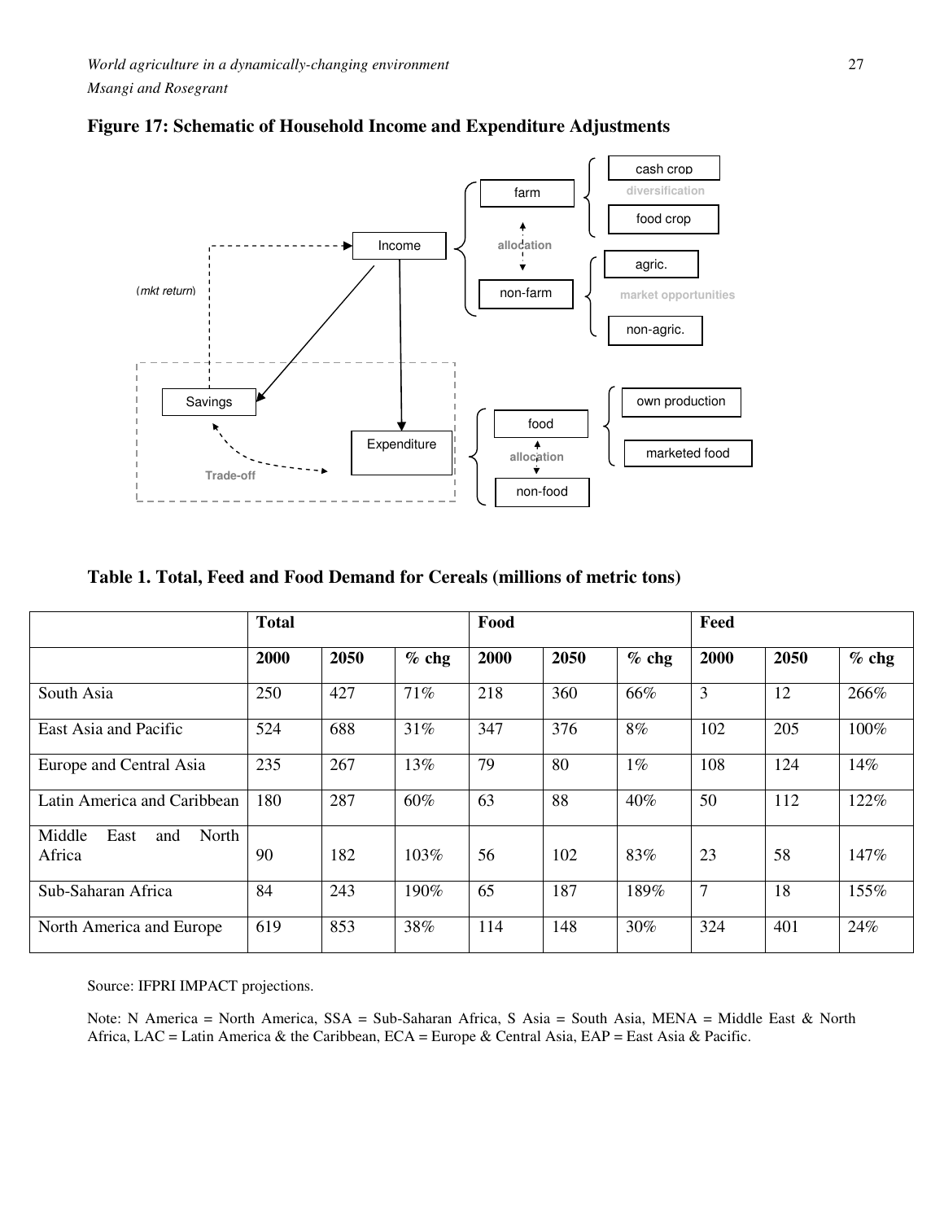**Figure 17: Schematic of Household Income and Expenditure Adjustments**

cash crop
diversification
food crop
farm
allocation
non-farm
Income
agric.
market opportunities
non-agric.
(*mkt return*)
Savings
Expenditure
Trade-off
food
allocation
non-food
own production
marketed food

**Table 1. Total, Feed and Food Demand for Cereals (millions of metric tons)**

| | Total | | | Food | | | Feed | | |
|---|---|---|---|---|---|---|---|---|---|
| | 2000 | 2050 | % chg | 2000 | 2050 | % chg | 2000 | 2050 | % chg |
| South Asia | 250 | 427 | 71% | 218 | 360 | 66% | 3 | 12 | 266% |
| East Asia and Pacific | 524 | 688 | 31% | 347 | 376 | 8% | 102 | 205 | 100% |
| Europe and Central Asia | 235 | 267 | 13% | 79 | 80 | 1% | 108 | 124 | 14% |
| Latin America and Caribbean | 180 | 287 | 60% | 63 | 88 | 40% | 50 | 112 | 122% |
| Middle East and North Africa | 90 | 182 | 103% | 56 | 102 | 83% | 23 | 58 | 147% |
| Sub-Saharan Africa | 84 | 243 | 190% | 65 | 187 | 189% | 7 | 18 | 155% |
| North America and Europe | 619 | 853 | 38% | 114 | 148 | 30% | 324 | 401 | 24% |

Source: IFPRI IMPACT projections.

Note: N America = North America, SSA = Sub-Saharan Africa, S Asia = South Asia, MENA = Middle East & North Africa, LAC = Latin America & the Caribbean, ECA = Europe & Central Asia, EAP = East Asia & Pacific.